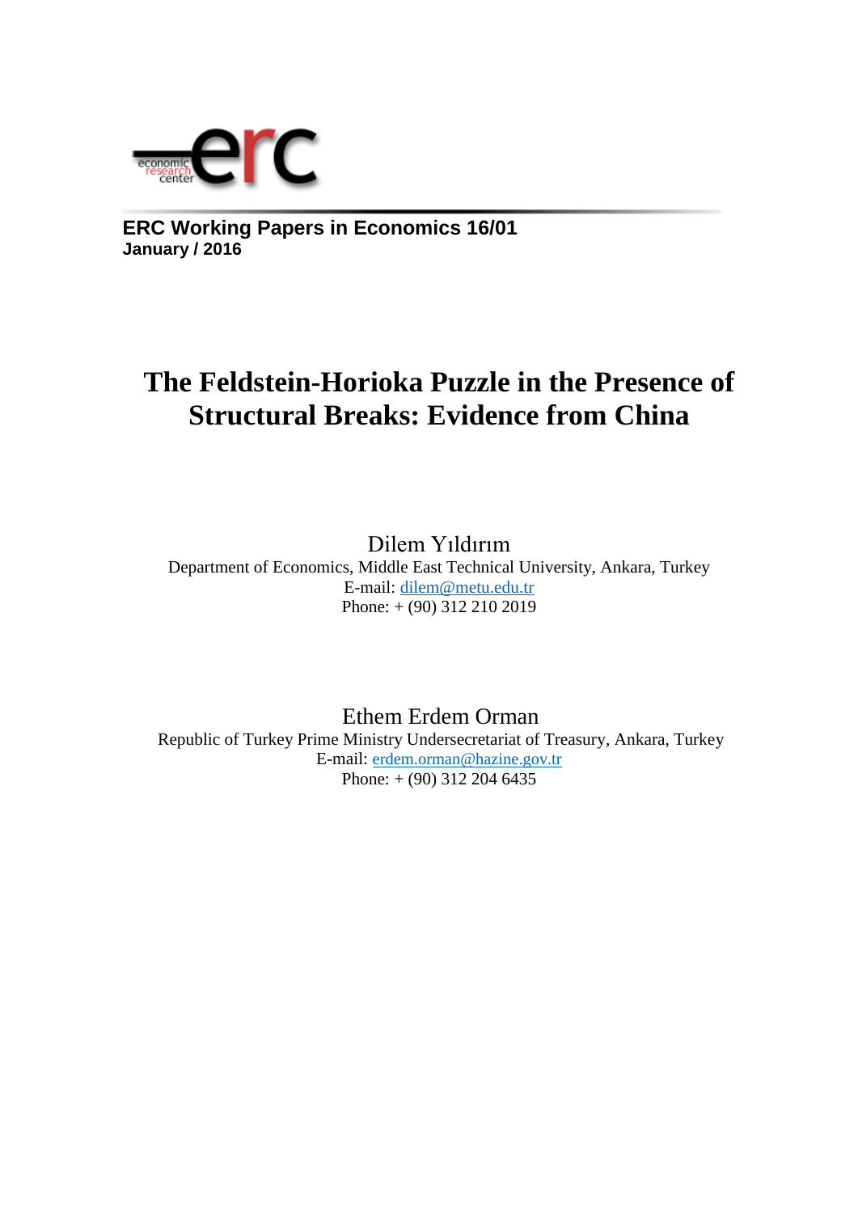**ERC Working Papers in Economics 16/01**
**January / 2016**

# The Feldstein-Horioka Puzzle in the Presence of Structural Breaks: Evidence from China

Dilem Yıldırım
Department of Economics, Middle East Technical University, Ankara, Turkey
E-mail: dilem@metu.edu.tr
Phone: + (90) 312 210 2019

Ethem Erdem Orman
Republic of Turkey Prime Ministry Undersecretariat of Treasury, Ankara, Turkey
E-mail: erdem.orman@hazine.gov.tr
Phone: + (90) 312 204 6435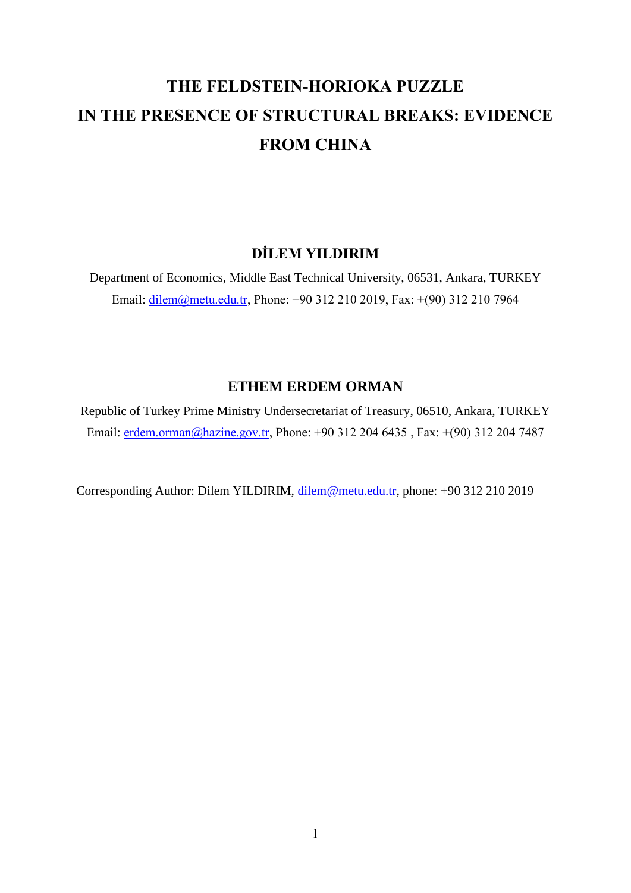# THE FELDSTEIN-HORIOKA PUZZLE IN THE PRESENCE OF STRUCTURAL BREAKS: EVIDENCE FROM CHINA

**DİLEM YILDIRIM**

Department of Economics, Middle East Technical University, 06531, Ankara, TURKEY

Email: dilem@metu.edu.tr, Phone: +90 312 210 2019, Fax: +(90) 312 210 7964

**ETHEM ERDEM ORMAN**

Republic of Turkey Prime Ministry Undersecretariat of Treasury, 06510, Ankara, TURKEY

Email: erdem.orman@hazine.gov.tr, Phone: +90 312 204 6435 , Fax: +(90) 312 204 7487

Corresponding Author: Dilem YILDIRIM, dilem@metu.edu.tr, phone: +90 312 210 2019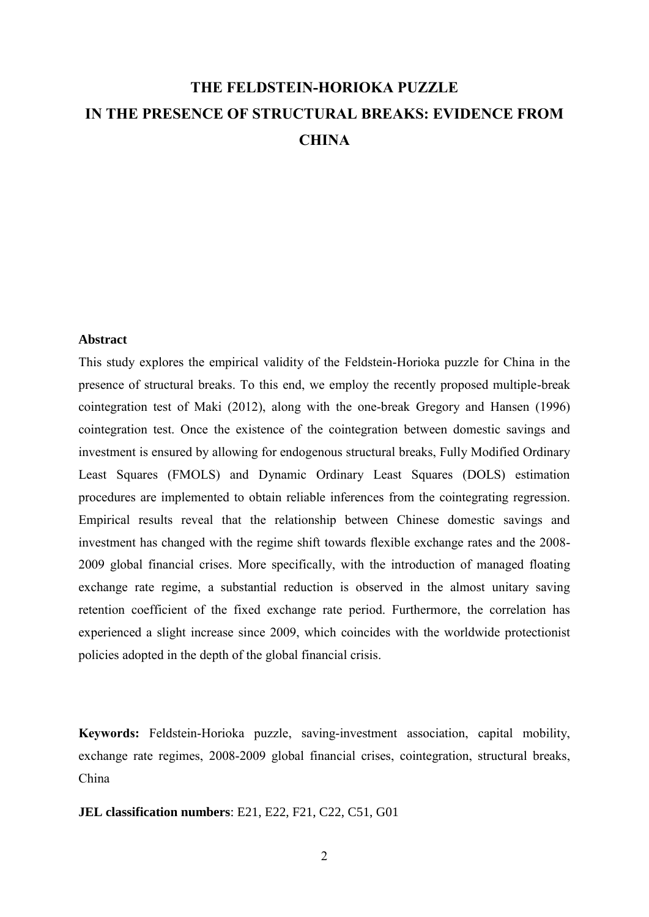# THE FELDSTEIN-HORIOKA PUZZLE IN THE PRESENCE OF STRUCTURAL BREAKS: EVIDENCE FROM CHINA

**Abstract**

This study explores the empirical validity of the Feldstein-Horioka puzzle for China in the presence of structural breaks. To this end, we employ the recently proposed multiple-break cointegration test of Maki (2012), along with the one-break Gregory and Hansen (1996) cointegration test. Once the existence of the cointegration between domestic savings and investment is ensured by allowing for endogenous structural breaks, Fully Modified Ordinary Least Squares (FMOLS) and Dynamic Ordinary Least Squares (DOLS) estimation procedures are implemented to obtain reliable inferences from the cointegrating regression. Empirical results reveal that the relationship between Chinese domestic savings and investment has changed with the regime shift towards flexible exchange rates and the 2008-2009 global financial crises. More specifically, with the introduction of managed floating exchange rate regime, a substantial reduction is observed in the almost unitary saving retention coefficient of the fixed exchange rate period. Furthermore, the correlation has experienced a slight increase since 2009, which coincides with the worldwide protectionist policies adopted in the depth of the global financial crisis.

**Keywords:** Feldstein-Horioka puzzle, saving-investment association, capital mobility, exchange rate regimes, 2008-2009 global financial crises, cointegration, structural breaks, China

**JEL classification numbers**: E21, E22, F21, C22, C51, G01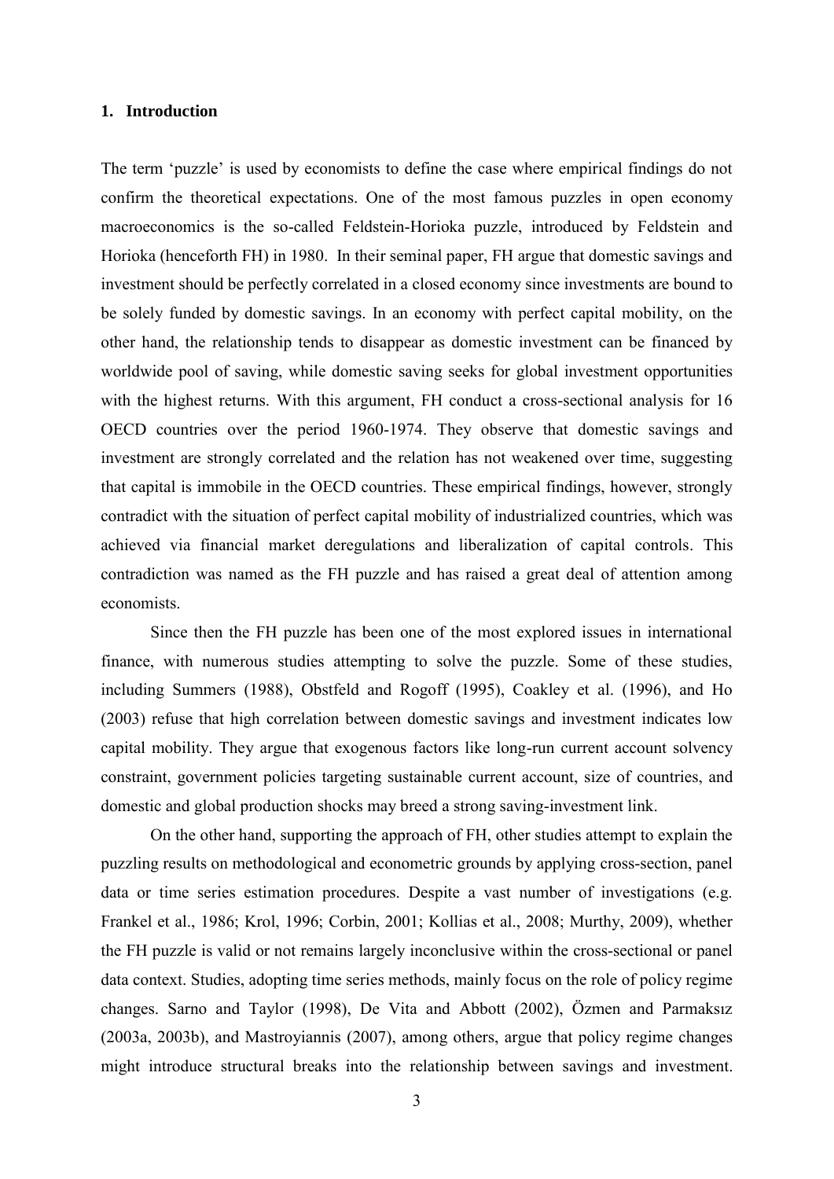## 1. Introduction

The term 'puzzle' is used by economists to define the case where empirical findings do not confirm the theoretical expectations. One of the most famous puzzles in open economy macroeconomics is the so-called Feldstein-Horioka puzzle, introduced by Feldstein and Horioka (henceforth FH) in 1980. In their seminal paper, FH argue that domestic savings and investment should be perfectly correlated in a closed economy since investments are bound to be solely funded by domestic savings. In an economy with perfect capital mobility, on the other hand, the relationship tends to disappear as domestic investment can be financed by worldwide pool of saving, while domestic saving seeks for global investment opportunities with the highest returns. With this argument, FH conduct a cross-sectional analysis for 16 OECD countries over the period 1960-1974. They observe that domestic savings and investment are strongly correlated and the relation has not weakened over time, suggesting that capital is immobile in the OECD countries. These empirical findings, however, strongly contradict with the situation of perfect capital mobility of industrialized countries, which was achieved via financial market deregulations and liberalization of capital controls. This contradiction was named as the FH puzzle and has raised a great deal of attention among economists.

Since then the FH puzzle has been one of the most explored issues in international finance, with numerous studies attempting to solve the puzzle. Some of these studies, including Summers (1988), Obstfeld and Rogoff (1995), Coakley et al. (1996), and Ho (2003) refuse that high correlation between domestic savings and investment indicates low capital mobility. They argue that exogenous factors like long-run current account solvency constraint, government policies targeting sustainable current account, size of countries, and domestic and global production shocks may breed a strong saving-investment link.

On the other hand, supporting the approach of FH, other studies attempt to explain the puzzling results on methodological and econometric grounds by applying cross-section, panel data or time series estimation procedures. Despite a vast number of investigations (e.g. Frankel et al., 1986; Krol, 1996; Corbin, 2001; Kollias et al., 2008; Murthy, 2009), whether the FH puzzle is valid or not remains largely inconclusive within the cross-sectional or panel data context. Studies, adopting time series methods, mainly focus on the role of policy regime changes. Sarno and Taylor (1998), De Vita and Abbott (2002), Özmen and Parmaksız (2003a, 2003b), and Mastroyiannis (2007), among others, argue that policy regime changes might introduce structural breaks into the relationship between savings and investment.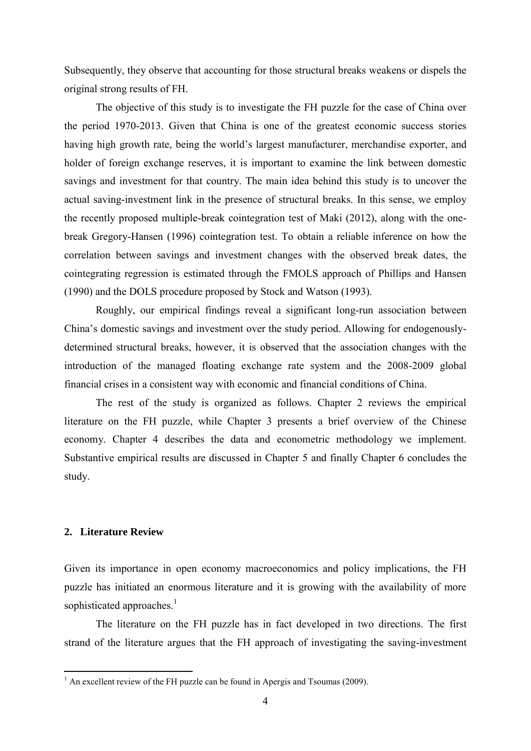Subsequently, they observe that accounting for those structural breaks weakens or dispels the original strong results of FH.

The objective of this study is to investigate the FH puzzle for the case of China over the period 1970-2013. Given that China is one of the greatest economic success stories having high growth rate, being the world's largest manufacturer, merchandise exporter, and holder of foreign exchange reserves, it is important to examine the link between domestic savings and investment for that country. The main idea behind this study is to uncover the actual saving-investment link in the presence of structural breaks. In this sense, we employ the recently proposed multiple-break cointegration test of Maki (2012), along with the one-break Gregory-Hansen (1996) cointegration test. To obtain a reliable inference on how the correlation between savings and investment changes with the observed break dates, the cointegrating regression is estimated through the FMOLS approach of Phillips and Hansen (1990) and the DOLS procedure proposed by Stock and Watson (1993).

Roughly, our empirical findings reveal a significant long-run association between China's domestic savings and investment over the study period. Allowing for endogenously-determined structural breaks, however, it is observed that the association changes with the introduction of the managed floating exchange rate system and the 2008-2009 global financial crises in a consistent way with economic and financial conditions of China.

The rest of the study is organized as follows. Chapter 2 reviews the empirical literature on the FH puzzle, while Chapter 3 presents a brief overview of the Chinese economy. Chapter 4 describes the data and econometric methodology we implement. Substantive empirical results are discussed in Chapter 5 and finally Chapter 6 concludes the study.

## 2. Literature Review

Given its importance in open economy macroeconomics and policy implications, the FH puzzle has initiated an enormous literature and it is growing with the availability of more sophisticated approaches.[1]

The literature on the FH puzzle has in fact developed in two directions. The first strand of the literature argues that the FH approach of investigating the saving-investment

[1] An excellent review of the FH puzzle can be found in Apergis and Tsoumas (2009).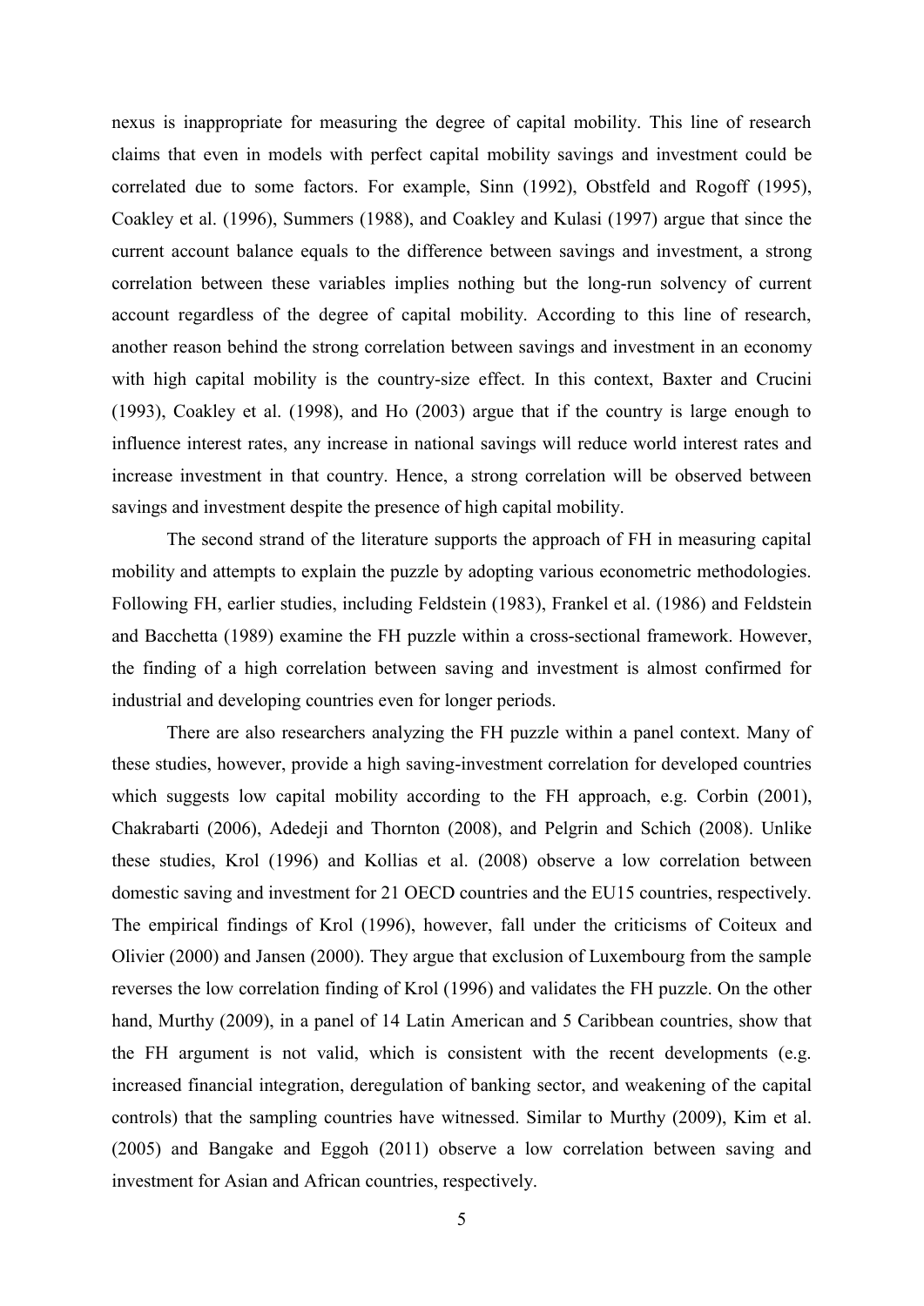nexus is inappropriate for measuring the degree of capital mobility. This line of research claims that even in models with perfect capital mobility savings and investment could be correlated due to some factors. For example, Sinn (1992), Obstfeld and Rogoff (1995), Coakley et al. (1996), Summers (1988), and Coakley and Kulasi (1997) argue that since the current account balance equals to the difference between savings and investment, a strong correlation between these variables implies nothing but the long-run solvency of current account regardless of the degree of capital mobility. According to this line of research, another reason behind the strong correlation between savings and investment in an economy with high capital mobility is the country-size effect. In this context, Baxter and Crucini (1993), Coakley et al. (1998), and Ho (2003) argue that if the country is large enough to influence interest rates, any increase in national savings will reduce world interest rates and increase investment in that country. Hence, a strong correlation will be observed between savings and investment despite the presence of high capital mobility.

The second strand of the literature supports the approach of FH in measuring capital mobility and attempts to explain the puzzle by adopting various econometric methodologies. Following FH, earlier studies, including Feldstein (1983), Frankel et al. (1986) and Feldstein and Bacchetta (1989) examine the FH puzzle within a cross-sectional framework. However, the finding of a high correlation between saving and investment is almost confirmed for industrial and developing countries even for longer periods.

There are also researchers analyzing the FH puzzle within a panel context. Many of these studies, however, provide a high saving-investment correlation for developed countries which suggests low capital mobility according to the FH approach, e.g. Corbin (2001), Chakrabarti (2006), Adedeji and Thornton (2008), and Pelgrin and Schich (2008). Unlike these studies, Krol (1996) and Kollias et al. (2008) observe a low correlation between domestic saving and investment for 21 OECD countries and the EU15 countries, respectively. The empirical findings of Krol (1996), however, fall under the criticisms of Coiteux and Olivier (2000) and Jansen (2000). They argue that exclusion of Luxembourg from the sample reverses the low correlation finding of Krol (1996) and validates the FH puzzle. On the other hand, Murthy (2009), in a panel of 14 Latin American and 5 Caribbean countries, show that the FH argument is not valid, which is consistent with the recent developments (e.g. increased financial integration, deregulation of banking sector, and weakening of the capital controls) that the sampling countries have witnessed. Similar to Murthy (2009), Kim et al. (2005) and Bangake and Eggoh (2011) observe a low correlation between saving and investment for Asian and African countries, respectively.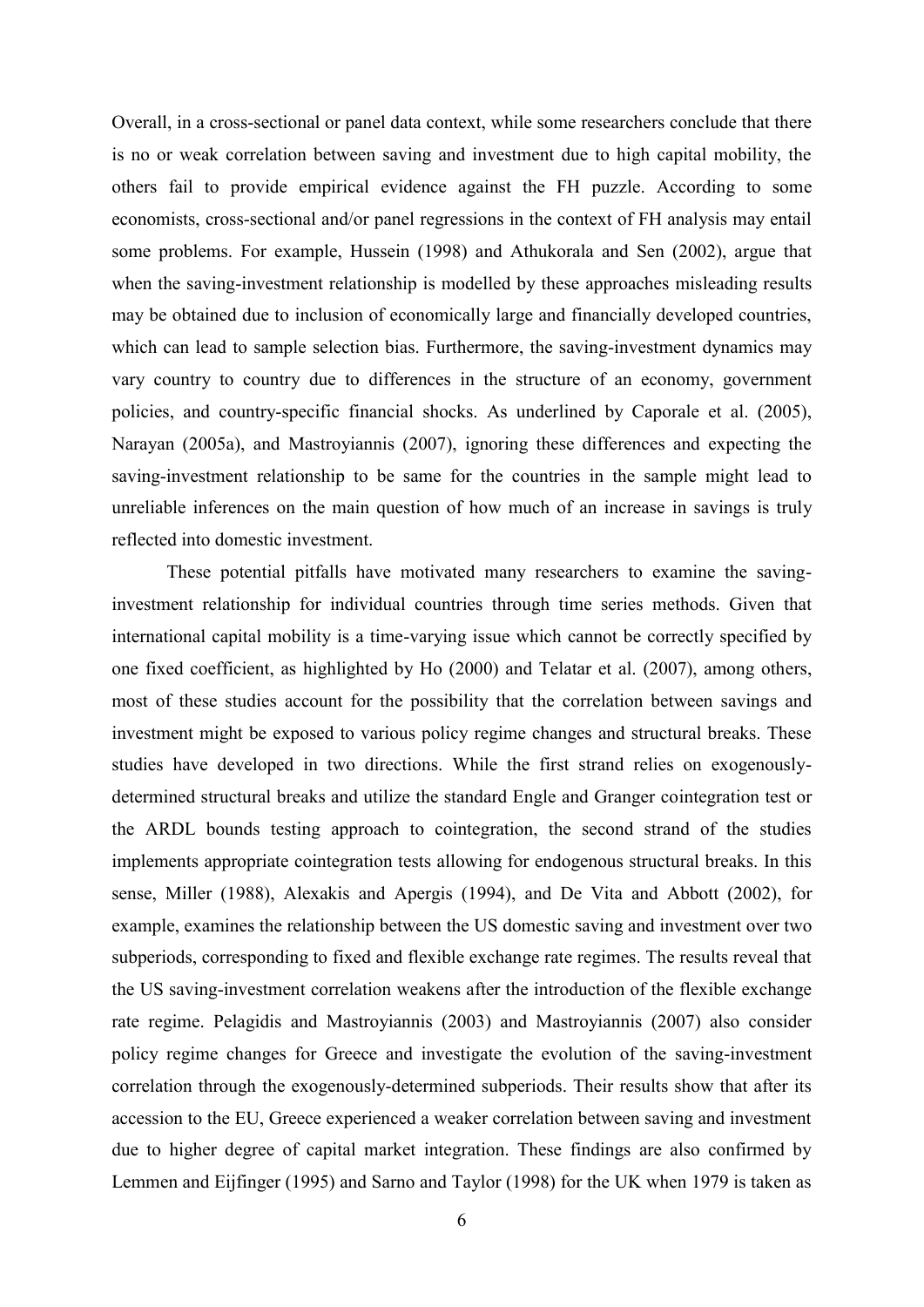Overall, in a cross-sectional or panel data context, while some researchers conclude that there is no or weak correlation between saving and investment due to high capital mobility, the others fail to provide empirical evidence against the FH puzzle. According to some economists, cross-sectional and/or panel regressions in the context of FH analysis may entail some problems. For example, Hussein (1998) and Athukorala and Sen (2002), argue that when the saving-investment relationship is modelled by these approaches misleading results may be obtained due to inclusion of economically large and financially developed countries, which can lead to sample selection bias. Furthermore, the saving-investment dynamics may vary country to country due to differences in the structure of an economy, government policies, and country-specific financial shocks. As underlined by Caporale et al. (2005), Narayan (2005a), and Mastroyiannis (2007), ignoring these differences and expecting the saving-investment relationship to be same for the countries in the sample might lead to unreliable inferences on the main question of how much of an increase in savings is truly reflected into domestic investment.

These potential pitfalls have motivated many researchers to examine the saving-investment relationship for individual countries through time series methods. Given that international capital mobility is a time-varying issue which cannot be correctly specified by one fixed coefficient, as highlighted by Ho (2000) and Telatar et al. (2007), among others, most of these studies account for the possibility that the correlation between savings and investment might be exposed to various policy regime changes and structural breaks. These studies have developed in two directions. While the first strand relies on exogenously-determined structural breaks and utilize the standard Engle and Granger cointegration test or the ARDL bounds testing approach to cointegration, the second strand of the studies implements appropriate cointegration tests allowing for endogenous structural breaks. In this sense, Miller (1988), Alexakis and Apergis (1994), and De Vita and Abbott (2002), for example, examines the relationship between the US domestic saving and investment over two subperiods, corresponding to fixed and flexible exchange rate regimes. The results reveal that the US saving-investment correlation weakens after the introduction of the flexible exchange rate regime. Pelagidis and Mastroyiannis (2003) and Mastroyiannis (2007) also consider policy regime changes for Greece and investigate the evolution of the saving-investment correlation through the exogenously-determined subperiods. Their results show that after its accession to the EU, Greece experienced a weaker correlation between saving and investment due to higher degree of capital market integration. These findings are also confirmed by Lemmen and Eijfinger (1995) and Sarno and Taylor (1998) for the UK when 1979 is taken as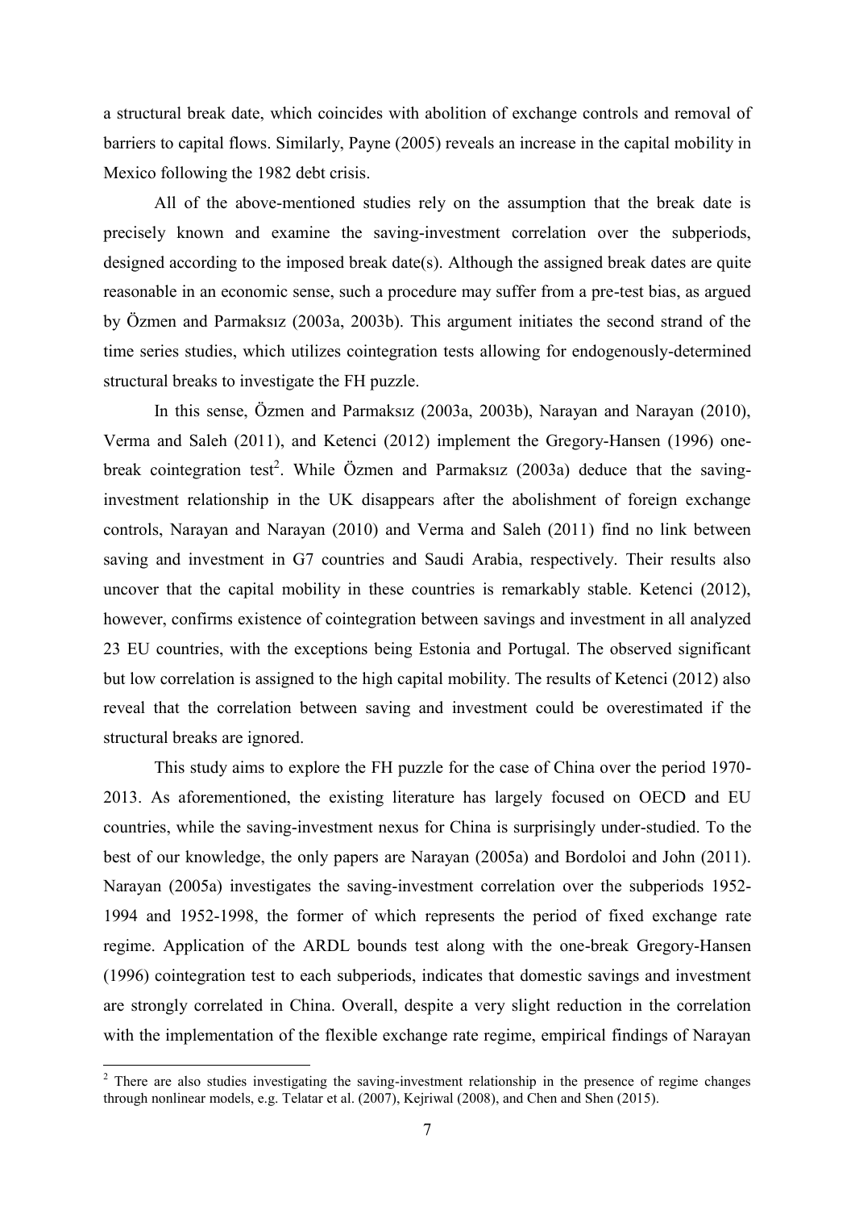a structural break date, which coincides with abolition of exchange controls and removal of barriers to capital flows. Similarly, Payne (2005) reveals an increase in the capital mobility in Mexico following the 1982 debt crisis.

All of the above-mentioned studies rely on the assumption that the break date is precisely known and examine the saving-investment correlation over the subperiods, designed according to the imposed break date(s). Although the assigned break dates are quite reasonable in an economic sense, such a procedure may suffer from a pre-test bias, as argued by Özmen and Parmaksız (2003a, 2003b). This argument initiates the second strand of the time series studies, which utilizes cointegration tests allowing for endogenously-determined structural breaks to investigate the FH puzzle.

In this sense, Özmen and Parmaksız (2003a, 2003b), Narayan and Narayan (2010), Verma and Saleh (2011), and Ketenci (2012) implement the Gregory-Hansen (1996) one-break cointegration test[2]. While Özmen and Parmaksız (2003a) deduce that the saving-investment relationship in the UK disappears after the abolishment of foreign exchange controls, Narayan and Narayan (2010) and Verma and Saleh (2011) find no link between saving and investment in G7 countries and Saudi Arabia, respectively. Their results also uncover that the capital mobility in these countries is remarkably stable. Ketenci (2012), however, confirms existence of cointegration between savings and investment in all analyzed 23 EU countries, with the exceptions being Estonia and Portugal. The observed significant but low correlation is assigned to the high capital mobility. The results of Ketenci (2012) also reveal that the correlation between saving and investment could be overestimated if the structural breaks are ignored.

This study aims to explore the FH puzzle for the case of China over the period 1970-2013. As aforementioned, the existing literature has largely focused on OECD and EU countries, while the saving-investment nexus for China is surprisingly under-studied. To the best of our knowledge, the only papers are Narayan (2005a) and Bordoloi and John (2011). Narayan (2005a) investigates the saving-investment correlation over the subperiods 1952-1994 and 1952-1998, the former of which represents the period of fixed exchange rate regime. Application of the ARDL bounds test along with the one-break Gregory-Hansen (1996) cointegration test to each subperiods, indicates that domestic savings and investment are strongly correlated in China. Overall, despite a very slight reduction in the correlation with the implementation of the flexible exchange rate regime, empirical findings of Narayan

[2] There are also studies investigating the saving-investment relationship in the presence of regime changes through nonlinear models, e.g. Telatar et al. (2007), Kejriwal (2008), and Chen and Shen (2015).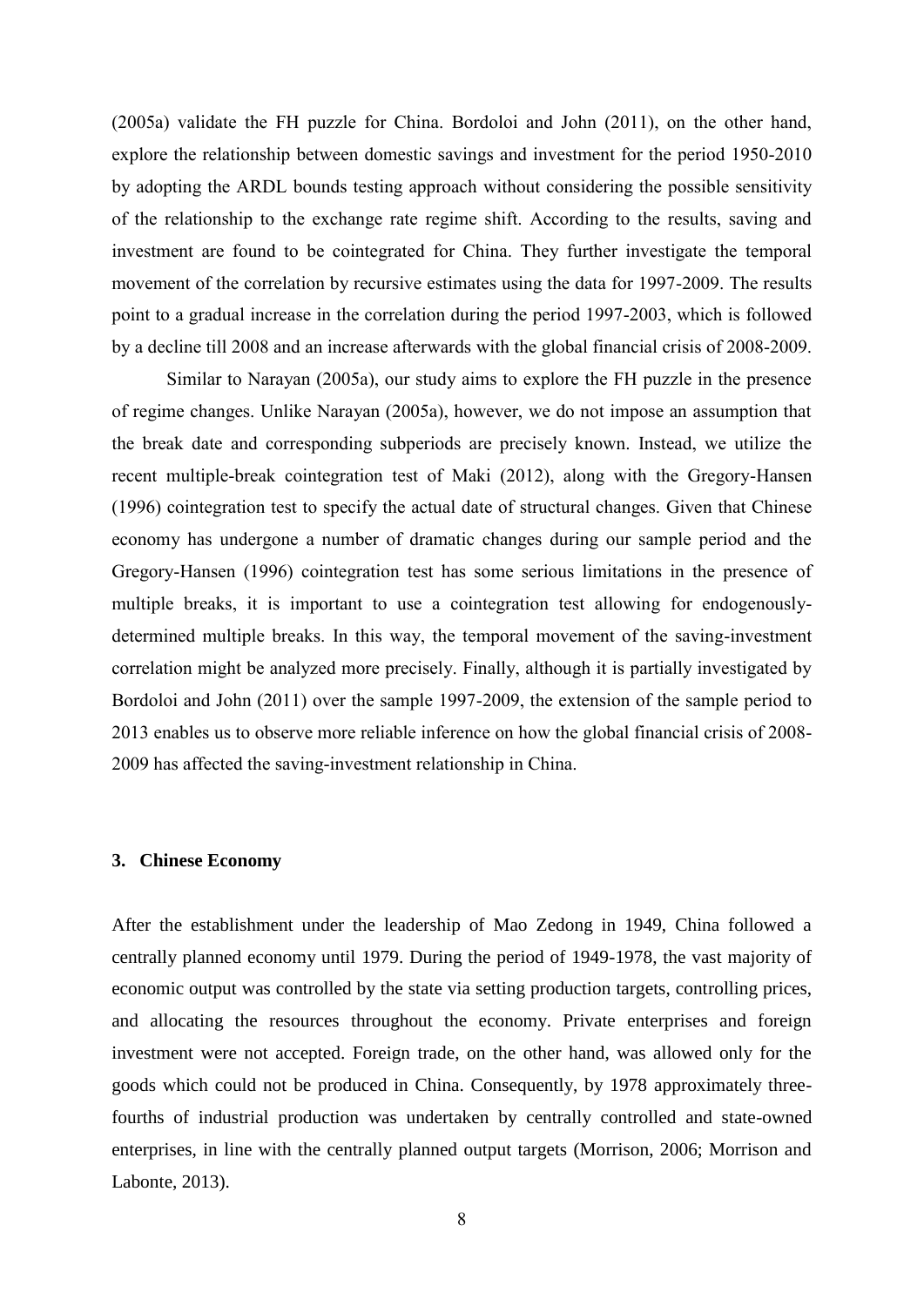(2005a) validate the FH puzzle for China. Bordoloi and John (2011), on the other hand, explore the relationship between domestic savings and investment for the period 1950-2010 by adopting the ARDL bounds testing approach without considering the possible sensitivity of the relationship to the exchange rate regime shift. According to the results, saving and investment are found to be cointegrated for China. They further investigate the temporal movement of the correlation by recursive estimates using the data for 1997-2009. The results point to a gradual increase in the correlation during the period 1997-2003, which is followed by a decline till 2008 and an increase afterwards with the global financial crisis of 2008-2009.

Similar to Narayan (2005a), our study aims to explore the FH puzzle in the presence of regime changes. Unlike Narayan (2005a), however, we do not impose an assumption that the break date and corresponding subperiods are precisely known. Instead, we utilize the recent multiple-break cointegration test of Maki (2012), along with the Gregory-Hansen (1996) cointegration test to specify the actual date of structural changes. Given that Chinese economy has undergone a number of dramatic changes during our sample period and the Gregory-Hansen (1996) cointegration test has some serious limitations in the presence of multiple breaks, it is important to use a cointegration test allowing for endogenously-determined multiple breaks. In this way, the temporal movement of the saving-investment correlation might be analyzed more precisely. Finally, although it is partially investigated by Bordoloi and John (2011) over the sample 1997-2009, the extension of the sample period to 2013 enables us to observe more reliable inference on how the global financial crisis of 2008-2009 has affected the saving-investment relationship in China.

## 3. Chinese Economy

After the establishment under the leadership of Mao Zedong in 1949, China followed a centrally planned economy until 1979. During the period of 1949-1978, the vast majority of economic output was controlled by the state via setting production targets, controlling prices, and allocating the resources throughout the economy. Private enterprises and foreign investment were not accepted. Foreign trade, on the other hand, was allowed only for the goods which could not be produced in China. Consequently, by 1978 approximately three-fourths of industrial production was undertaken by centrally controlled and state-owned enterprises, in line with the centrally planned output targets (Morrison, 2006; Morrison and Labonte, 2013).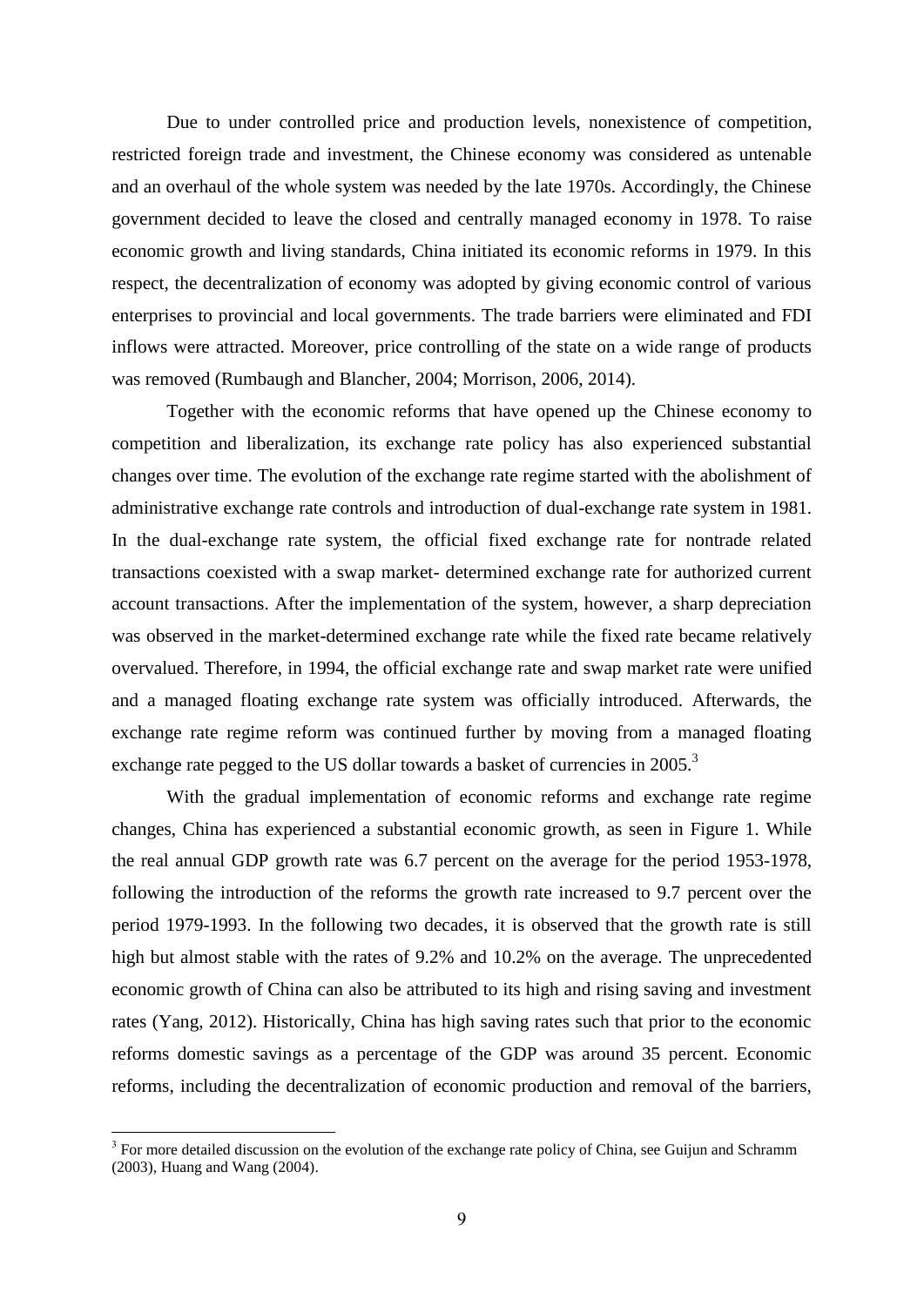Due to under controlled price and production levels, nonexistence of competition, restricted foreign trade and investment, the Chinese economy was considered as untenable and an overhaul of the whole system was needed by the late 1970s. Accordingly, the Chinese government decided to leave the closed and centrally managed economy in 1978. To raise economic growth and living standards, China initiated its economic reforms in 1979. In this respect, the decentralization of economy was adopted by giving economic control of various enterprises to provincial and local governments. The trade barriers were eliminated and FDI inflows were attracted. Moreover, price controlling of the state on a wide range of products was removed (Rumbaugh and Blancher, 2004; Morrison, 2006, 2014).

Together with the economic reforms that have opened up the Chinese economy to competition and liberalization, its exchange rate policy has also experienced substantial changes over time. The evolution of the exchange rate regime started with the abolishment of administrative exchange rate controls and introduction of dual-exchange rate system in 1981. In the dual-exchange rate system, the official fixed exchange rate for nontrade related transactions coexisted with a swap market- determined exchange rate for authorized current account transactions. After the implementation of the system, however, a sharp depreciation was observed in the market-determined exchange rate while the fixed rate became relatively overvalued. Therefore, in 1994, the official exchange rate and swap market rate were unified and a managed floating exchange rate system was officially introduced. Afterwards, the exchange rate regime reform was continued further by moving from a managed floating exchange rate pegged to the US dollar towards a basket of currencies in 2005.[3]

With the gradual implementation of economic reforms and exchange rate regime changes, China has experienced a substantial economic growth, as seen in Figure 1. While the real annual GDP growth rate was 6.7 percent on the average for the period 1953-1978, following the introduction of the reforms the growth rate increased to 9.7 percent over the period 1979-1993. In the following two decades, it is observed that the growth rate is still high but almost stable with the rates of 9.2% and 10.2% on the average. The unprecedented economic growth of China can also be attributed to its high and rising saving and investment rates (Yang, 2012). Historically, China has high saving rates such that prior to the economic reforms domestic savings as a percentage of the GDP was around 35 percent. Economic reforms, including the decentralization of economic production and removal of the barriers,

[3] For more detailed discussion on the evolution of the exchange rate policy of China, see Guijun and Schramm (2003), Huang and Wang (2004).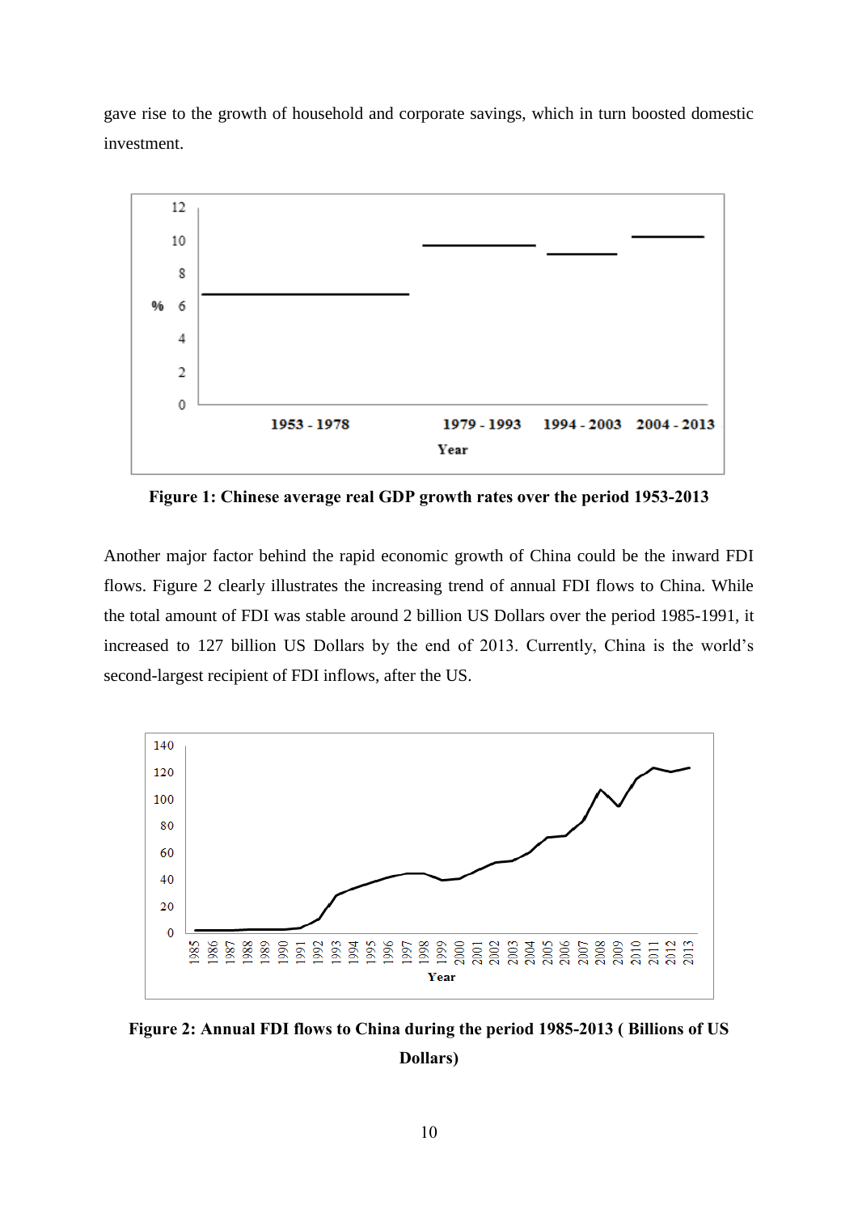gave rise to the growth of household and corporate savings, which in turn boosted domestic investment.

**Figure 1: Chinese average real GDP growth rates over the period 1953-2013**

Another major factor behind the rapid economic growth of China could be the inward FDI flows. Figure 2 clearly illustrates the increasing trend of annual FDI flows to China. While the total amount of FDI was stable around 2 billion US Dollars over the period 1985-1991, it increased to 127 billion US Dollars by the end of 2013. Currently, China is the world's second-largest recipient of FDI inflows, after the US.

**Figure 2: Annual FDI flows to China during the period 1985-2013 ( Billions of US Dollars)**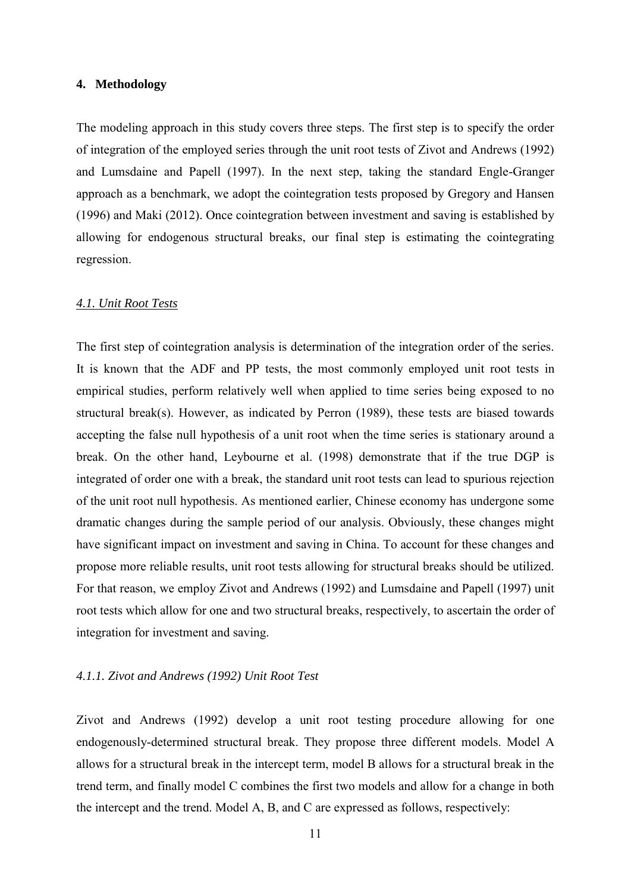## 4. Methodology

The modeling approach in this study covers three steps. The first step is to specify the order of integration of the employed series through the unit root tests of Zivot and Andrews (1992) and Lumsdaine and Papell (1997). In the next step, taking the standard Engle-Granger approach as a benchmark, we adopt the cointegration tests proposed by Gregory and Hansen (1996) and Maki (2012). Once cointegration between investment and saving is established by allowing for endogenous structural breaks, our final step is estimating the cointegrating regression.

### *4.1. Unit Root Tests*

The first step of cointegration analysis is determination of the integration order of the series. It is known that the ADF and PP tests, the most commonly employed unit root tests in empirical studies, perform relatively well when applied to time series being exposed to no structural break(s). However, as indicated by Perron (1989), these tests are biased towards accepting the false null hypothesis of a unit root when the time series is stationary around a break. On the other hand, Leybourne et al. (1998) demonstrate that if the true DGP is integrated of order one with a break, the standard unit root tests can lead to spurious rejection of the unit root null hypothesis. As mentioned earlier, Chinese economy has undergone some dramatic changes during the sample period of our analysis. Obviously, these changes might have significant impact on investment and saving in China. To account for these changes and propose more reliable results, unit root tests allowing for structural breaks should be utilized. For that reason, we employ Zivot and Andrews (1992) and Lumsdaine and Papell (1997) unit root tests which allow for one and two structural breaks, respectively, to ascertain the order of integration for investment and saving.

#### *4.1.1. Zivot and Andrews (1992) Unit Root Test*

Zivot and Andrews (1992) develop a unit root testing procedure allowing for one endogenously-determined structural break. They propose three different models. Model A allows for a structural break in the intercept term, model B allows for a structural break in the trend term, and finally model C combines the first two models and allow for a change in both the intercept and the trend. Model A, B, and C are expressed as follows, respectively: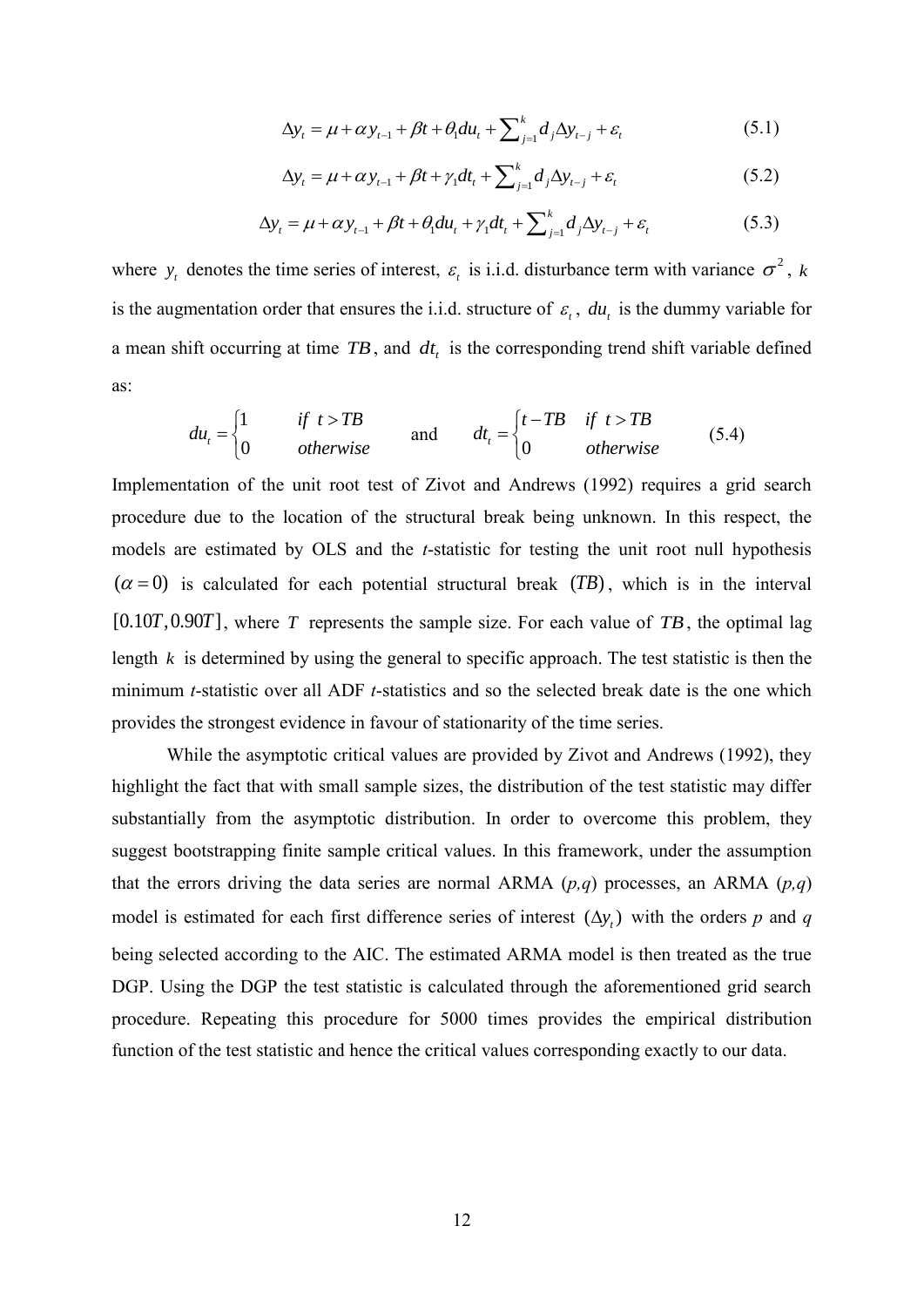$$\Delta y_t = \mu + \alpha y_{t-1} + \beta t + \theta_1 du_t + \sum_{j=1}^{k} d_j \Delta y_{t-j} + \varepsilon_t \tag{5.1}$$

$$\Delta y_t = \mu + \alpha y_{t-1} + \beta t + \gamma_1 dt_t + \sum_{j=1}^{k} d_j \Delta y_{t-j} + \varepsilon_t \tag{5.2}$$

$$\Delta y_t = \mu + \alpha y_{t-1} + \beta t + \theta_1 du_t + \gamma_1 dt_t + \sum_{j=1}^{k} d_j \Delta y_{t-j} + \varepsilon_t \tag{5.3}$$

where $y_t$ denotes the time series of interest, $\varepsilon_t$ is i.i.d. disturbance term with variance $\sigma^2$, $k$ is the augmentation order that ensures the i.i.d. structure of $\varepsilon_t$, $du_t$ is the dummy variable for a mean shift occurring at time $TB$, and $dt_t$ is the corresponding trend shift variable defined as:

$$du_t = \begin{cases} 1 & \text{if } t > TB \\ 0 & \text{otherwise} \end{cases} \quad \text{and} \quad dt_t = \begin{cases} t - TB & \text{if } t > TB \\ 0 & \text{otherwise} \end{cases} \tag{5.4}$$

Implementation of the unit root test of Zivot and Andrews (1992) requires a grid search procedure due to the location of the structural break being unknown. In this respect, the models are estimated by OLS and the *t*-statistic for testing the unit root null hypothesis $(\alpha = 0)$ is calculated for each potential structural break $(TB)$, which is in the interval $[0.10T, 0.90T]$, where $T$ represents the sample size. For each value of $TB$, the optimal lag length $k$ is determined by using the general to specific approach. The test statistic is then the minimum *t*-statistic over all ADF *t*-statistics and so the selected break date is the one which provides the strongest evidence in favour of stationarity of the time series.

While the asymptotic critical values are provided by Zivot and Andrews (1992), they highlight the fact that with small sample sizes, the distribution of the test statistic may differ substantially from the asymptotic distribution. In order to overcome this problem, they suggest bootstrapping finite sample critical values. In this framework, under the assumption that the errors driving the data series are normal ARMA (*p,q*) processes, an ARMA (*p,q*) model is estimated for each first difference series of interest $(\Delta y_t)$ with the orders *p* and *q* being selected according to the AIC. The estimated ARMA model is then treated as the true DGP. Using the DGP the test statistic is calculated through the aforementioned grid search procedure. Repeating this procedure for 5000 times provides the empirical distribution function of the test statistic and hence the critical values corresponding exactly to our data.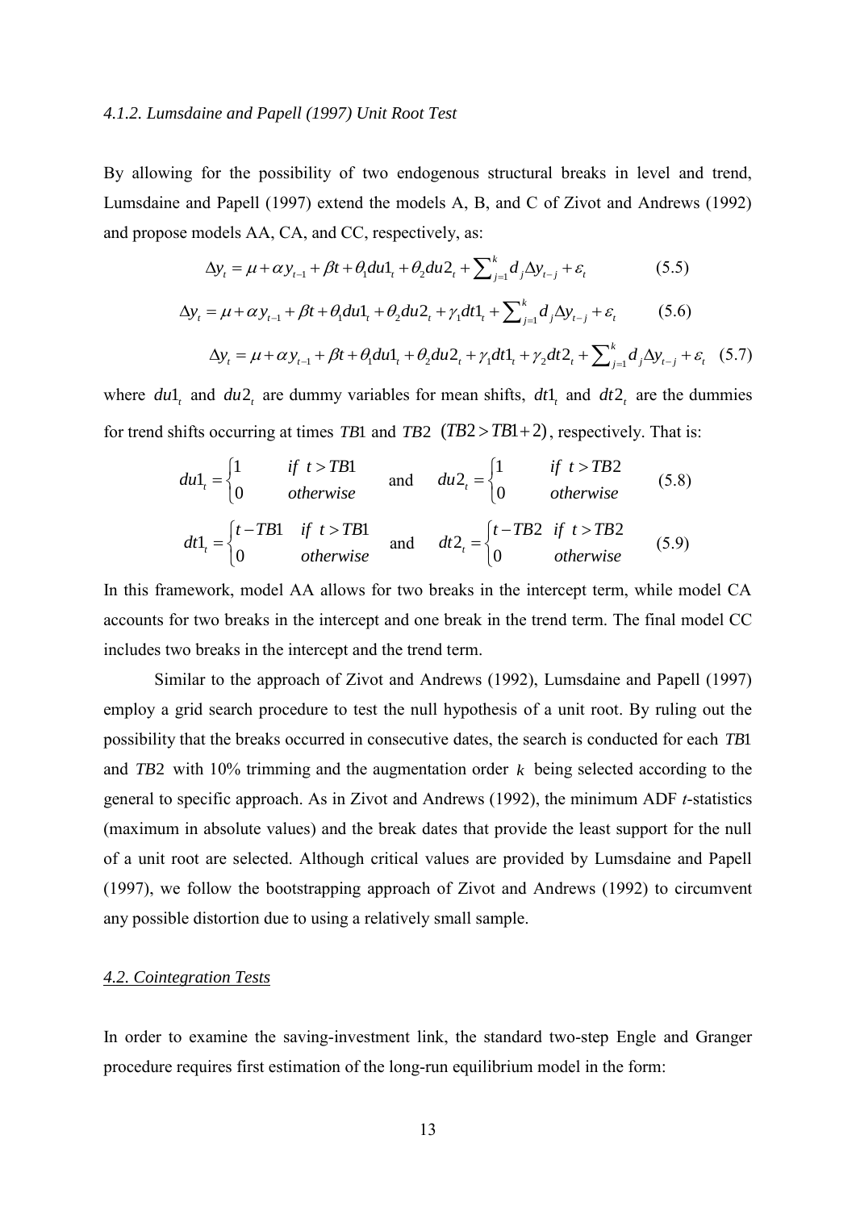#### *4.1.2. Lumsdaine and Papell (1997) Unit Root Test*

By allowing for the possibility of two endogenous structural breaks in level and trend, Lumsdaine and Papell (1997) extend the models A, B, and C of Zivot and Andrews (1992) and propose models AA, CA, and CC, respectively, as:

$$\Delta y_t = \mu + \alpha y_{t-1} + \beta t + \theta_1 du1_t + \theta_2 du2_t + \sum_{j=1}^{k} d_j \Delta y_{t-j} + \varepsilon_t \tag{5.5}$$

$$\Delta y_t = \mu + \alpha y_{t-1} + \beta t + \theta_1 du1_t + \theta_2 du2_t + \gamma_1 dt1_t + \sum_{j=1}^{k} d_j \Delta y_{t-j} + \varepsilon_t \tag{5.6}$$

$$\Delta y_t = \mu + \alpha y_{t-1} + \beta t + \theta_1 du1_t + \theta_2 du2_t + \gamma_1 dt1_t + \gamma_2 dt2_t + \sum_{j=1}^{k} d_j \Delta y_{t-j} + \varepsilon_t \tag{5.7}$$

where $du1_t$ and $du2_t$ are dummy variables for mean shifts, $dt1_t$ and $dt2_t$ are the dummies for trend shifts occurring at times $TB1$ and $TB2$ $(TB2 > TB1 + 2)$, respectively. That is:

$$du1_t = \begin{cases} 1 & if\ t > TB1 \\ 0 & otherwise \end{cases} \quad \text{and} \quad du2_t = \begin{cases} 1 & if\ t > TB2 \\ 0 & otherwise \end{cases} \tag{5.8}$$

$$dt1_t = \begin{cases} t - TB1 & if\ t > TB1 \\ 0 & otherwise \end{cases} \quad \text{and} \quad dt2_t = \begin{cases} t - TB2 & if\ t > TB2 \\ 0 & otherwise \end{cases} \tag{5.9}$$

In this framework, model AA allows for two breaks in the intercept term, while model CA accounts for two breaks in the intercept and one break in the trend term. The final model CC includes two breaks in the intercept and the trend term.

Similar to the approach of Zivot and Andrews (1992), Lumsdaine and Papell (1997) employ a grid search procedure to test the null hypothesis of a unit root. By ruling out the possibility that the breaks occurred in consecutive dates, the search is conducted for each $TB1$ and $TB2$ with 10% trimming and the augmentation order $k$ being selected according to the general to specific approach. As in Zivot and Andrews (1992), the minimum ADF *t*-statistics (maximum in absolute values) and the break dates that provide the least support for the null of a unit root are selected. Although critical values are provided by Lumsdaine and Papell (1997), we follow the bootstrapping approach of Zivot and Andrews (1992) to circumvent any possible distortion due to using a relatively small sample.

### *4.2. Cointegration Tests*

In order to examine the saving-investment link, the standard two-step Engle and Granger procedure requires first estimation of the long-run equilibrium model in the form: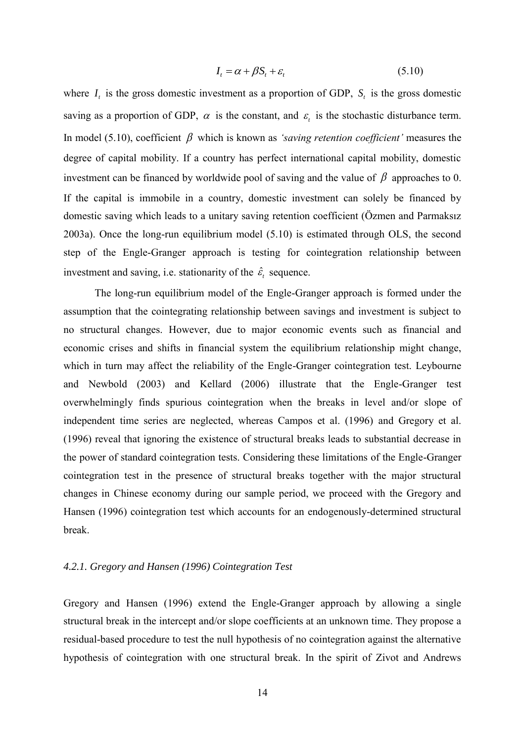$$I_t = \alpha + \beta S_t + \varepsilon_t \tag{5.10}$$

where $I_t$ is the gross domestic investment as a proportion of GDP, $S_t$ is the gross domestic saving as a proportion of GDP, $\alpha$ is the constant, and $\varepsilon_t$ is the stochastic disturbance term. In model (5.10), coefficient $\beta$ which is known as *'saving retention coefficient'* measures the degree of capital mobility. If a country has perfect international capital mobility, domestic investment can be financed by worldwide pool of saving and the value of $\beta$ approaches to 0. If the capital is immobile in a country, domestic investment can solely be financed by domestic saving which leads to a unitary saving retention coefficient (Özmen and Parmaksız 2003a). Once the long-run equilibrium model (5.10) is estimated through OLS, the second step of the Engle-Granger approach is testing for cointegration relationship between investment and saving, i.e. stationarity of the $\hat{\varepsilon}_t$ sequence.

The long-run equilibrium model of the Engle-Granger approach is formed under the assumption that the cointegrating relationship between savings and investment is subject to no structural changes. However, due to major economic events such as financial and economic crises and shifts in financial system the equilibrium relationship might change, which in turn may affect the reliability of the Engle-Granger cointegration test. Leybourne and Newbold (2003) and Kellard (2006) illustrate that the Engle-Granger test overwhelmingly finds spurious cointegration when the breaks in level and/or slope of independent time series are neglected, whereas Campos et al. (1996) and Gregory et al. (1996) reveal that ignoring the existence of structural breaks leads to substantial decrease in the power of standard cointegration tests. Considering these limitations of the Engle-Granger cointegration test in the presence of structural breaks together with the major structural changes in Chinese economy during our sample period, we proceed with the Gregory and Hansen (1996) cointegration test which accounts for an endogenously-determined structural break.

#### *4.2.1. Gregory and Hansen (1996) Cointegration Test*

Gregory and Hansen (1996) extend the Engle-Granger approach by allowing a single structural break in the intercept and/or slope coefficients at an unknown time. They propose a residual-based procedure to test the null hypothesis of no cointegration against the alternative hypothesis of cointegration with one structural break. In the spirit of Zivot and Andrews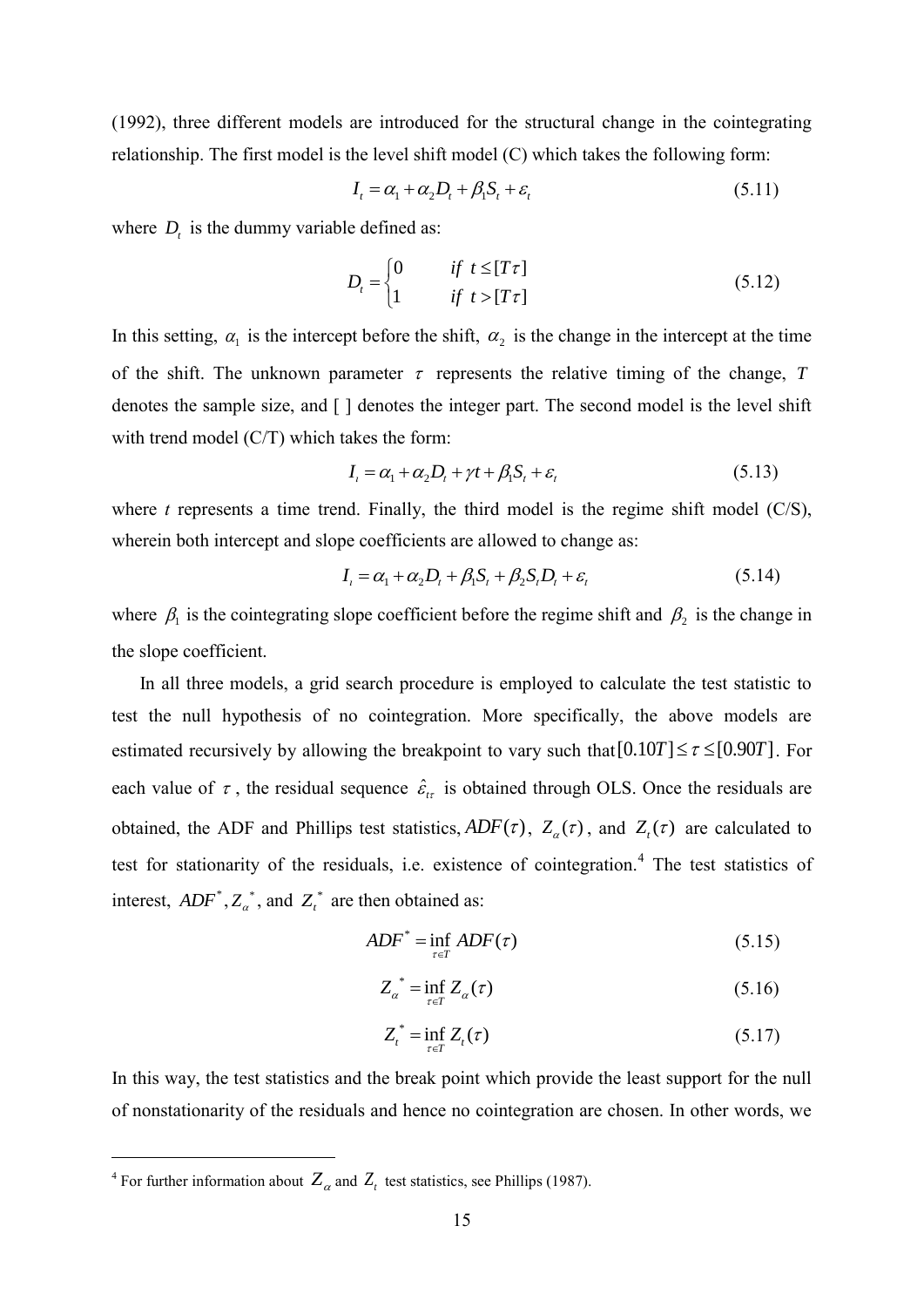(1992), three different models are introduced for the structural change in the cointegrating relationship. The first model is the level shift model (C) which takes the following form:

$$I_t = \alpha_1 + \alpha_2 D_t + \beta_1 S_t + \varepsilon_t \tag{5.11}$$

where $D_t$ is the dummy variable defined as:

$$D_t = \begin{cases} 0 & if \ t \leq [T\tau] \\ 1 & if \ t > [T\tau] \end{cases} \tag{5.12}$$

In this setting, $\alpha_1$ is the intercept before the shift, $\alpha_2$ is the change in the intercept at the time of the shift. The unknown parameter $\tau$ represents the relative timing of the change, $T$ denotes the sample size, and [ ] denotes the integer part. The second model is the level shift with trend model (C/T) which takes the form:

$$I_t = \alpha_1 + \alpha_2 D_t + \gamma t + \beta_1 S_t + \varepsilon_t \tag{5.13}$$

where $t$ represents a time trend. Finally, the third model is the regime shift model (C/S), wherein both intercept and slope coefficients are allowed to change as:

$$I_t = \alpha_1 + \alpha_2 D_t + \beta_1 S_t + \beta_2 S_t D_t + \varepsilon_t \tag{5.14}$$

where $\beta_1$ is the cointegrating slope coefficient before the regime shift and $\beta_2$ is the change in the slope coefficient.

In all three models, a grid search procedure is employed to calculate the test statistic to test the null hypothesis of no cointegration. More specifically, the above models are estimated recursively by allowing the breakpoint to vary such that $[0.10T] \leq \tau \leq [0.90T]$. For each value of $\tau$, the residual sequence $\hat{\varepsilon}_{t\tau}$ is obtained through OLS. Once the residuals are obtained, the ADF and Phillips test statistics, $ADF(\tau)$, $Z_\alpha(\tau)$, and $Z_t(\tau)$ are calculated to test for stationarity of the residuals, i.e. existence of cointegration.[4] The test statistics of interest, $ADF^*, Z_\alpha^*$, and $Z_t^*$ are then obtained as:

$$ADF^* = \inf_{\tau \in T} ADF(\tau) \tag{5.15}$$

$$Z_\alpha^* = \inf_{\tau \in T} Z_\alpha(\tau) \tag{5.16}$$

$$Z_t^* = \inf_{\tau \in T} Z_t(\tau) \tag{5.17}$$

In this way, the test statistics and the break point which provide the least support for the null of nonstationarity of the residuals and hence no cointegration are chosen. In other words, we

[4] For further information about $Z_\alpha$ and $Z_t$ test statistics, see Phillips (1987).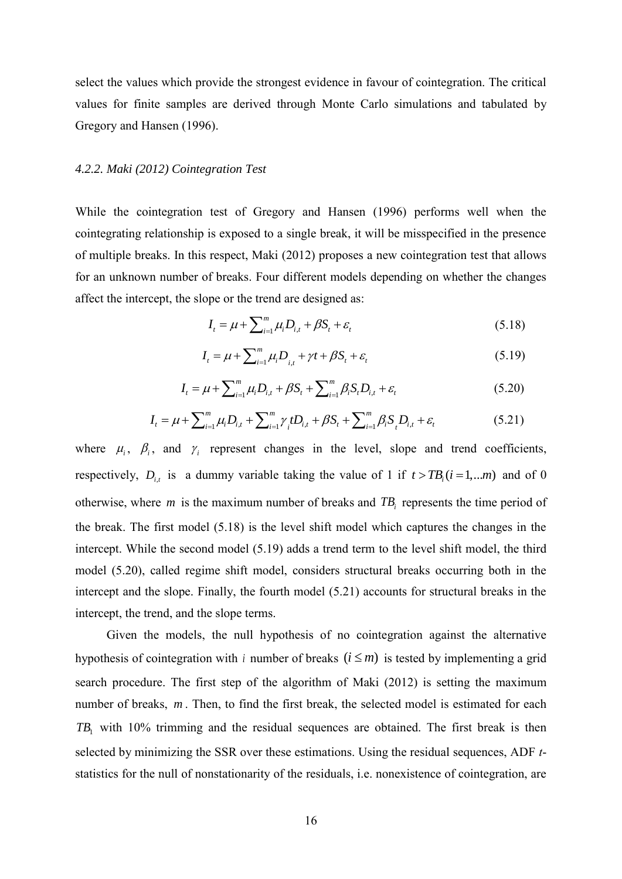select the values which provide the strongest evidence in favour of cointegration. The critical values for finite samples are derived through Monte Carlo simulations and tabulated by Gregory and Hansen (1996).

#### *4.2.2. Maki (2012) Cointegration Test*

While the cointegration test of Gregory and Hansen (1996) performs well when the cointegrating relationship is exposed to a single break, it will be misspecified in the presence of multiple breaks. In this respect, Maki (2012) proposes a new cointegration test that allows for an unknown number of breaks. Four different models depending on whether the changes affect the intercept, the slope or the trend are designed as:

$$I_t = \mu + \sum_{i=1}^{m} \mu_i D_{i,t} + \beta S_t + \varepsilon_t \tag{5.18}$$

$$I_t = \mu + \sum_{i=1}^{m} \mu_i D_{i,t} + \gamma t + \beta S_t + \varepsilon_t \tag{5.19}$$

$$I_t = \mu + \sum_{i=1}^{m} \mu_i D_{i,t} + \beta S_t + \sum_{i=1}^{m} \beta_i S_t D_{i,t} + \varepsilon_t \tag{5.20}$$

$$I_t = \mu + \sum_{i=1}^{m} \mu_i D_{i,t} + \sum_{i=1}^{m} \gamma_i t D_{i,t} + \beta S_t + \sum_{i=1}^{m} \beta_i S_t D_{i,t} + \varepsilon_t \tag{5.21}$$

where $\mu_i$, $\beta_i$, and $\gamma_i$ represent changes in the level, slope and trend coefficients, respectively, $D_{i,t}$ is a dummy variable taking the value of 1 if $t > TB_i (i = 1,...m)$ and of 0 otherwise, where $m$ is the maximum number of breaks and $TB_i$ represents the time period of the break. The first model (5.18) is the level shift model which captures the changes in the intercept. While the second model (5.19) adds a trend term to the level shift model, the third model (5.20), called regime shift model, considers structural breaks occurring both in the intercept and the slope. Finally, the fourth model (5.21) accounts for structural breaks in the intercept, the trend, and the slope terms.

Given the models, the null hypothesis of no cointegration against the alternative hypothesis of cointegration with $i$ number of breaks $(i \leq m)$ is tested by implementing a grid search procedure. The first step of the algorithm of Maki (2012) is setting the maximum number of breaks, $m$. Then, to find the first break, the selected model is estimated for each $TB_1$ with 10% trimming and the residual sequences are obtained. The first break is then selected by minimizing the SSR over these estimations. Using the residual sequences, ADF *t*-statistics for the null of nonstationarity of the residuals, i.e. nonexistence of cointegration, are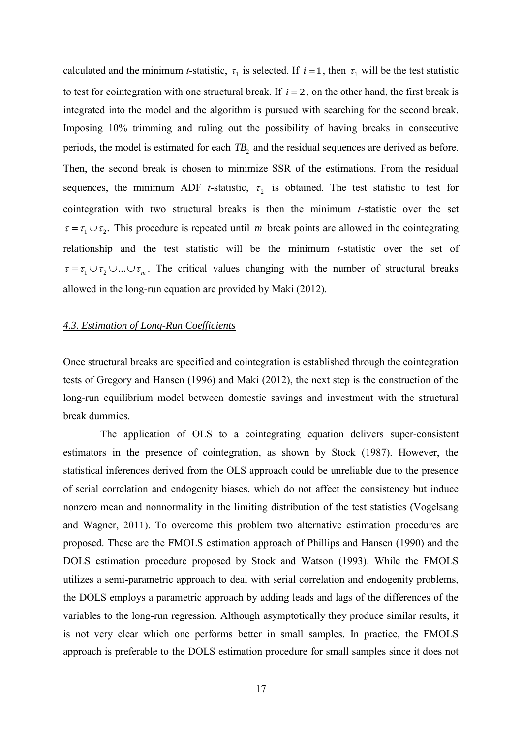calculated and the minimum *t*-statistic, $\tau_1$ is selected. If $i = 1$, then $\tau_1$ will be the test statistic to test for cointegration with one structural break. If $i = 2$, on the other hand, the first break is integrated into the model and the algorithm is pursued with searching for the second break. Imposing 10% trimming and ruling out the possibility of having breaks in consecutive periods, the model is estimated for each $TB_2$ and the residual sequences are derived as before. Then, the second break is chosen to minimize SSR of the estimations. From the residual sequences, the minimum ADF *t*-statistic, $\tau_2$ is obtained. The test statistic to test for cointegration with two structural breaks is then the minimum *t*-statistic over the set $\tau = \tau_1 \cup \tau_2$. This procedure is repeated until $m$ break points are allowed in the cointegrating relationship and the test statistic will be the minimum *t*-statistic over the set of $\tau = \tau_1 \cup \tau_2 \cup ... \cup \tau_m$. The critical values changing with the number of structural breaks allowed in the long-run equation are provided by Maki (2012).

### *4.3. Estimation of Long-Run Coefficients*

Once structural breaks are specified and cointegration is established through the cointegration tests of Gregory and Hansen (1996) and Maki (2012), the next step is the construction of the long-run equilibrium model between domestic savings and investment with the structural break dummies.

The application of OLS to a cointegrating equation delivers super-consistent estimators in the presence of cointegration, as shown by Stock (1987). However, the statistical inferences derived from the OLS approach could be unreliable due to the presence of serial correlation and endogenity biases, which do not affect the consistency but induce nonzero mean and nonnormality in the limiting distribution of the test statistics (Vogelsang and Wagner, 2011). To overcome this problem two alternative estimation procedures are proposed. These are the FMOLS estimation approach of Phillips and Hansen (1990) and the DOLS estimation procedure proposed by Stock and Watson (1993). While the FMOLS utilizes a semi-parametric approach to deal with serial correlation and endogenity problems, the DOLS employs a parametric approach by adding leads and lags of the differences of the variables to the long-run regression. Although asymptotically they produce similar results, it is not very clear which one performs better in small samples. In practice, the FMOLS approach is preferable to the DOLS estimation procedure for small samples since it does not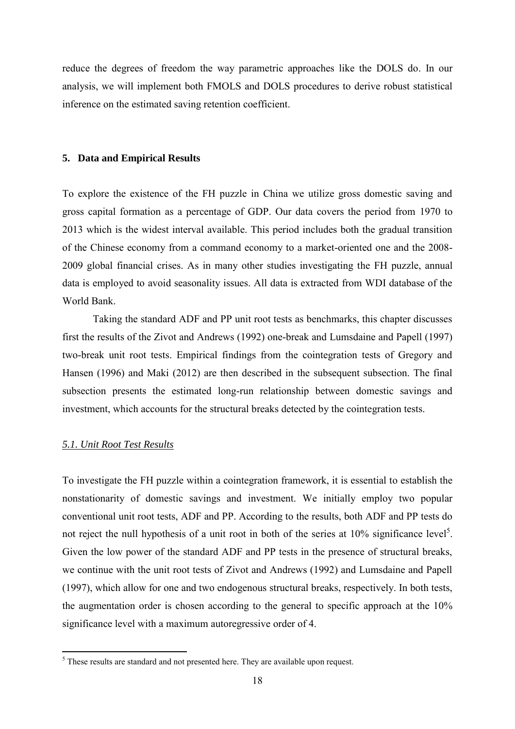reduce the degrees of freedom the way parametric approaches like the DOLS do. In our analysis, we will implement both FMOLS and DOLS procedures to derive robust statistical inference on the estimated saving retention coefficient.

## 5. Data and Empirical Results

To explore the existence of the FH puzzle in China we utilize gross domestic saving and gross capital formation as a percentage of GDP. Our data covers the period from 1970 to 2013 which is the widest interval available. This period includes both the gradual transition of the Chinese economy from a command economy to a market-oriented one and the 2008-2009 global financial crises. As in many other studies investigating the FH puzzle, annual data is employed to avoid seasonality issues. All data is extracted from WDI database of the World Bank.

Taking the standard ADF and PP unit root tests as benchmarks, this chapter discusses first the results of the Zivot and Andrews (1992) one-break and Lumsdaine and Papell (1997) two-break unit root tests. Empirical findings from the cointegration tests of Gregory and Hansen (1996) and Maki (2012) are then described in the subsequent subsection. The final subsection presents the estimated long-run relationship between domestic savings and investment, which accounts for the structural breaks detected by the cointegration tests.

### *5.1. Unit Root Test Results*

To investigate the FH puzzle within a cointegration framework, it is essential to establish the nonstationarity of domestic savings and investment. We initially employ two popular conventional unit root tests, ADF and PP. According to the results, both ADF and PP tests do not reject the null hypothesis of a unit root in both of the series at 10% significance level[5]. Given the low power of the standard ADF and PP tests in the presence of structural breaks, we continue with the unit root tests of Zivot and Andrews (1992) and Lumsdaine and Papell (1997), which allow for one and two endogenous structural breaks, respectively. In both tests, the augmentation order is chosen according to the general to specific approach at the 10% significance level with a maximum autoregressive order of 4.

[5] These results are standard and not presented here. They are available upon request.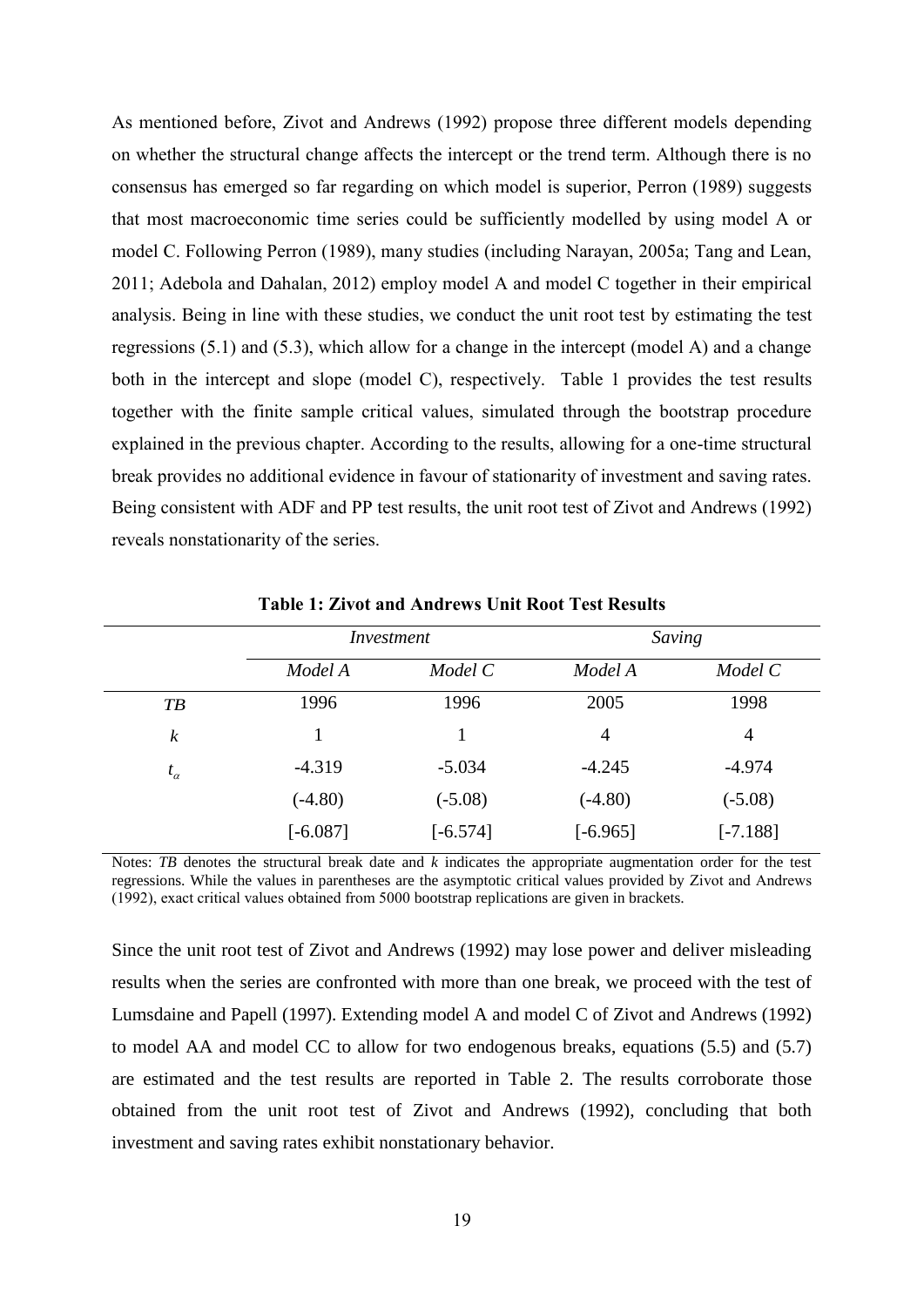As mentioned before, Zivot and Andrews (1992) propose three different models depending on whether the structural change affects the intercept or the trend term. Although there is no consensus has emerged so far regarding on which model is superior, Perron (1989) suggests that most macroeconomic time series could be sufficiently modelled by using model A or model C. Following Perron (1989), many studies (including Narayan, 2005a; Tang and Lean, 2011; Adebola and Dahalan, 2012) employ model A and model C together in their empirical analysis. Being in line with these studies, we conduct the unit root test by estimating the test regressions (5.1) and (5.3), which allow for a change in the intercept (model A) and a change both in the intercept and slope (model C), respectively. Table 1 provides the test results together with the finite sample critical values, simulated through the bootstrap procedure explained in the previous chapter. According to the results, allowing for a one-time structural break provides no additional evidence in favour of stationarity of investment and saving rates. Being consistent with ADF and PP test results, the unit root test of Zivot and Andrews (1992) reveals nonstationarity of the series.

**Table 1: Zivot and Andrews Unit Root Test Results**

| | *Investment* | | *Saving* | |
|---|---|---|---|---|
| | *Model A* | *Model C* | *Model A* | *Model C* |
| *TB* | 1996 | 1996 | 2005 | 1998 |
| $k$ | 1 | 1 | 4 | 4 |
| $t_\alpha$ | -4.319 | -5.034 | -4.245 | -4.974 |
| | (-4.80) | (-5.08) | (-4.80) | (-5.08) |
| | [-6.087] | [-6.574] | [-6.965] | [-7.188] |

Notes: *TB* denotes the structural break date and *k* indicates the appropriate augmentation order for the test regressions. While the values in parentheses are the asymptotic critical values provided by Zivot and Andrews (1992), exact critical values obtained from 5000 bootstrap replications are given in brackets.

Since the unit root test of Zivot and Andrews (1992) may lose power and deliver misleading results when the series are confronted with more than one break, we proceed with the test of Lumsdaine and Papell (1997). Extending model A and model C of Zivot and Andrews (1992) to model AA and model CC to allow for two endogenous breaks, equations (5.5) and (5.7) are estimated and the test results are reported in Table 2. The results corroborate those obtained from the unit root test of Zivot and Andrews (1992), concluding that both investment and saving rates exhibit nonstationary behavior.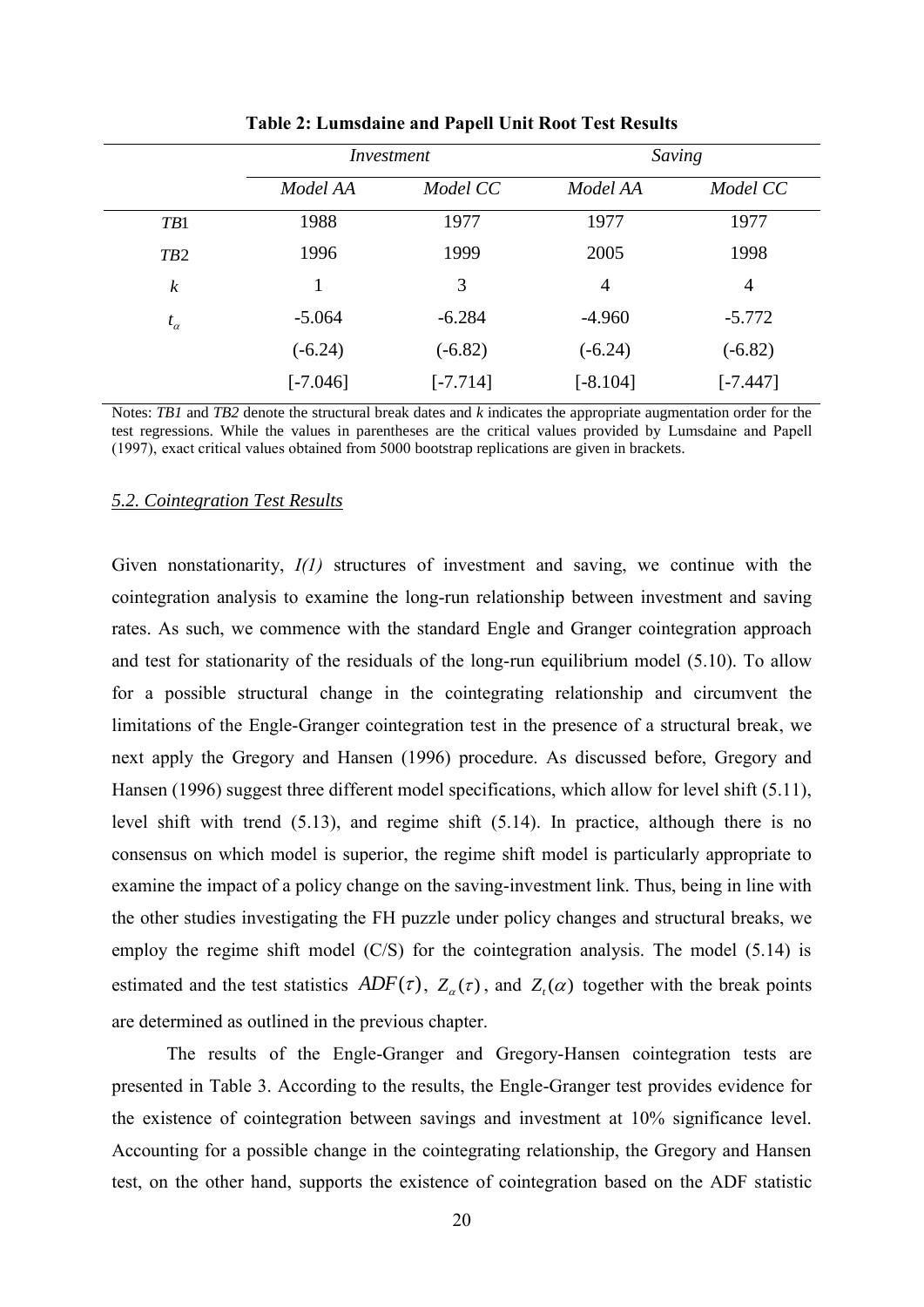**Table 2: Lumsdaine and Papell Unit Root Test Results**

| | *Investment* | | *Saving* | |
|---|---|---|---|---|
| | *Model AA* | *Model CC* | *Model AA* | *Model CC* |
| *TB*1 | 1988 | 1977 | 1977 | 1977 |
| *TB*2 | 1996 | 1999 | 2005 | 1998 |
| $k$ | 1 | 3 | 4 | 4 |
| $t_{\alpha}$ | -5.064 | -6.284 | -4.960 | -5.772 |
| | (-6.24) | (-6.82) | (-6.24) | (-6.82) |
| | [-7.046] | [-7.714] | [-8.104] | [-7.447] |

Notes: *TB1* and *TB2* denote the structural break dates and *k* indicates the appropriate augmentation order for the test regressions. While the values in parentheses are the critical values provided by Lumsdaine and Papell (1997), exact critical values obtained from 5000 bootstrap replications are given in brackets.

### *5.2. Cointegration Test Results*

Given nonstationarity, *I(1)* structures of investment and saving, we continue with the cointegration analysis to examine the long-run relationship between investment and saving rates. As such, we commence with the standard Engle and Granger cointegration approach and test for stationarity of the residuals of the long-run equilibrium model (5.10). To allow for a possible structural change in the cointegrating relationship and circumvent the limitations of the Engle-Granger cointegration test in the presence of a structural break, we next apply the Gregory and Hansen (1996) procedure. As discussed before, Gregory and Hansen (1996) suggest three different model specifications, which allow for level shift (5.11), level shift with trend (5.13), and regime shift (5.14). In practice, although there is no consensus on which model is superior, the regime shift model is particularly appropriate to examine the impact of a policy change on the saving-investment link. Thus, being in line with the other studies investigating the FH puzzle under policy changes and structural breaks, we employ the regime shift model (C/S) for the cointegration analysis. The model (5.14) is estimated and the test statistics $ADF(\tau)$, $Z_{\alpha}(\tau)$, and $Z_{t}(\alpha)$ together with the break points are determined as outlined in the previous chapter.

The results of the Engle-Granger and Gregory-Hansen cointegration tests are presented in Table 3. According to the results, the Engle-Granger test provides evidence for the existence of cointegration between savings and investment at 10% significance level. Accounting for a possible change in the cointegrating relationship, the Gregory and Hansen test, on the other hand, supports the existence of cointegration based on the ADF statistic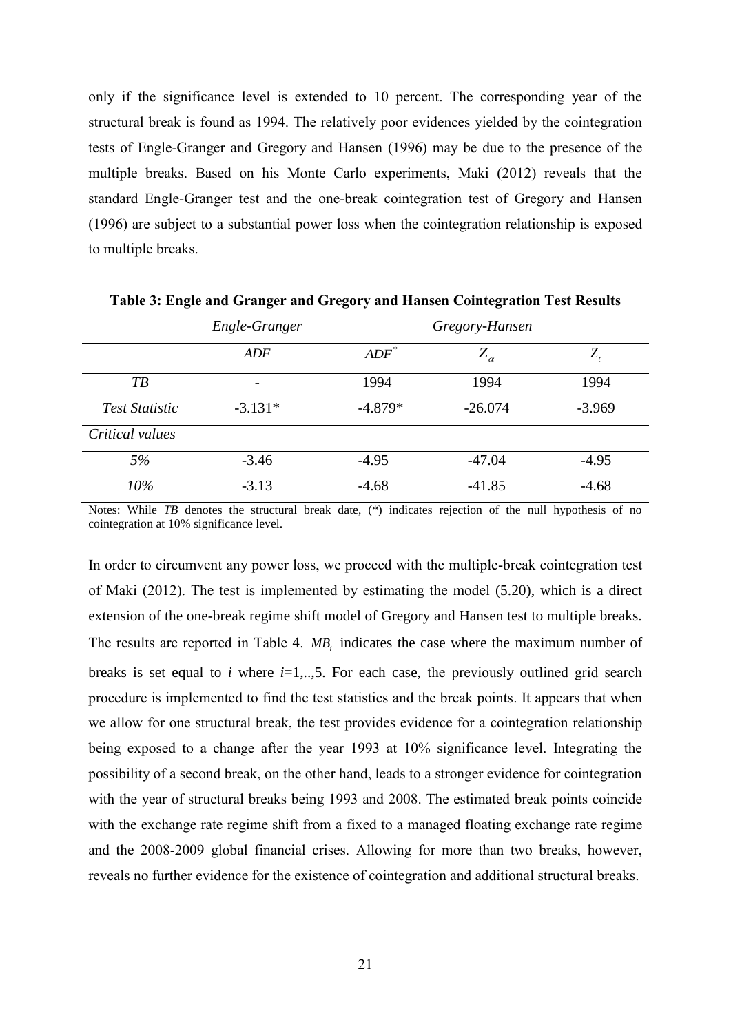only if the significance level is extended to 10 percent. The corresponding year of the structural break is found as 1994. The relatively poor evidences yielded by the cointegration tests of Engle-Granger and Gregory and Hansen (1996) may be due to the presence of the multiple breaks. Based on his Monte Carlo experiments, Maki (2012) reveals that the standard Engle-Granger test and the one-break cointegration test of Gregory and Hansen (1996) are subject to a substantial power loss when the cointegration relationship is exposed to multiple breaks.

**Table 3: Engle and Granger and Gregory and Hansen Cointegration Test Results**

| | *Engle-Granger* | *Gregory-Hansen* | | |
|---|---|---|---|---|
| | *ADF* | $ADF^*$ | $Z_\alpha$ | $Z_t$ |
| *TB* | - | 1994 | 1994 | 1994 |
| *Test Statistic* | -3.131* | -4.879* | -26.074 | -3.969 |
| *Critical values* | | | | |
| *5%* | -3.46 | -4.95 | -47.04 | -4.95 |
| *10%* | -3.13 | -4.68 | -41.85 | -4.68 |

Notes: While *TB* denotes the structural break date, (*) indicates rejection of the null hypothesis of no cointegration at 10% significance level.

In order to circumvent any power loss, we proceed with the multiple-break cointegration test of Maki (2012). The test is implemented by estimating the model (5.20), which is a direct extension of the one-break regime shift model of Gregory and Hansen test to multiple breaks. The results are reported in Table 4. $MB_i$ indicates the case where the maximum number of breaks is set equal to $i$ where $i$=1,..,5. For each case, the previously outlined grid search procedure is implemented to find the test statistics and the break points. It appears that when we allow for one structural break, the test provides evidence for a cointegration relationship being exposed to a change after the year 1993 at 10% significance level. Integrating the possibility of a second break, on the other hand, leads to a stronger evidence for cointegration with the year of structural breaks being 1993 and 2008. The estimated break points coincide with the exchange rate regime shift from a fixed to a managed floating exchange rate regime and the 2008-2009 global financial crises. Allowing for more than two breaks, however, reveals no further evidence for the existence of cointegration and additional structural breaks.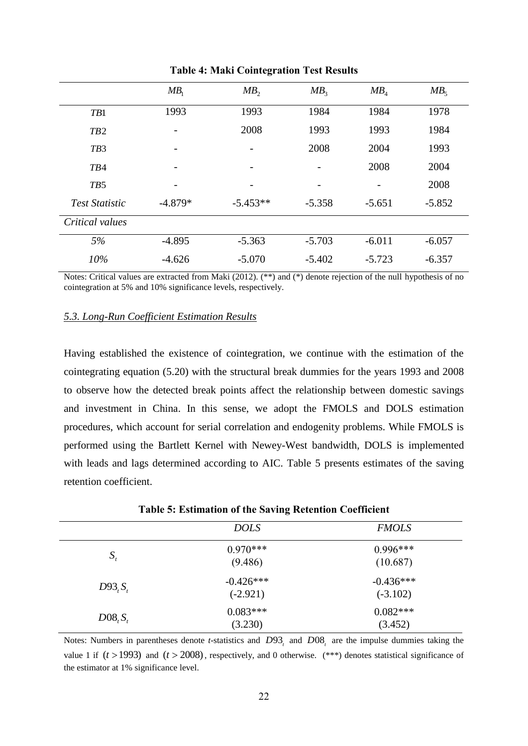**Table 4: Maki Cointegration Test Results**

| | $MB_1$ | $MB_2$ | $MB_3$ | $MB_4$ | $MB_5$ |
|---|---|---|---|---|---|
| *TB*1 | 1993 | 1993 | 1984 | 1984 | 1978 |
| *TB*2 | - | 2008 | 1993 | 1993 | 1984 |
| *TB*3 | - | - | 2008 | 2004 | 1993 |
| *TB*4 | - | - | - | 2008 | 2004 |
| *TB*5 | - | - | - | - | 2008 |
| *Test Statistic* | -4.879* | -5.453** | -5.358 | -5.651 | -5.852 |
| *Critical values* | | | | | |
| *5%* | -4.895 | -5.363 | -5.703 | -6.011 | -6.057 |
| *10%* | -4.626 | -5.070 | -5.402 | -5.723 | -6.357 |

Notes: Critical values are extracted from Maki (2012). (**) and (*) denote rejection of the null hypothesis of no cointegration at 5% and 10% significance levels, respectively.

### *5.3. Long-Run Coefficient Estimation Results*

Having established the existence of cointegration, we continue with the estimation of the cointegrating equation (5.20) with the structural break dummies for the years 1993 and 2008 to observe how the detected break points affect the relationship between domestic savings and investment in China. In this sense, we adopt the FMOLS and DOLS estimation procedures, which account for serial correlation and endogenity problems. While FMOLS is performed using the Bartlett Kernel with Newey-West bandwidth, DOLS is implemented with leads and lags determined according to AIC. Table 5 presents estimates of the saving retention coefficient.

**Table 5: Estimation of the Saving Retention Coefficient**

| | *DOLS* | *FMOLS* |
|---|---|---|
| $S_t$ | 0.970*** (9.486) | 0.996*** (10.687) |
| $D93_t S_t$ | -0.426*** (-2.921) | -0.436*** (-3.102) |
| $D08_t S_t$ | 0.083*** (3.230) | 0.082*** (3.452) |

Notes: Numbers in parentheses denote *t*-statistics and $D93_t$ and $D08_t$ are the impulse dummies taking the value 1 if $(t > 1993)$ and $(t > 2008)$, respectively, and 0 otherwise. (***) denotes statistical significance of the estimator at 1% significance level.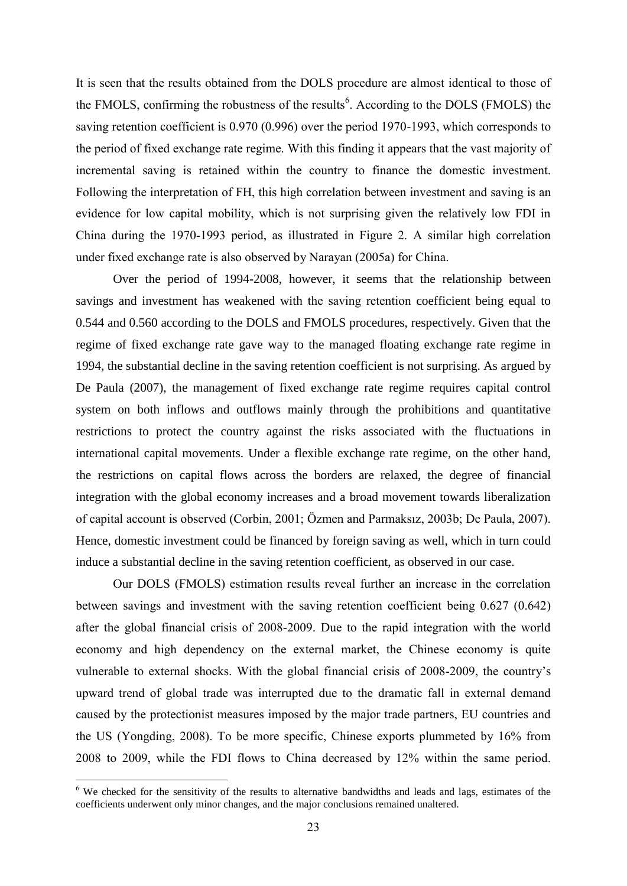It is seen that the results obtained from the DOLS procedure are almost identical to those of the FMOLS, confirming the robustness of the results[6]. According to the DOLS (FMOLS) the saving retention coefficient is 0.970 (0.996) over the period 1970-1993, which corresponds to the period of fixed exchange rate regime. With this finding it appears that the vast majority of incremental saving is retained within the country to finance the domestic investment. Following the interpretation of FH, this high correlation between investment and saving is an evidence for low capital mobility, which is not surprising given the relatively low FDI in China during the 1970-1993 period, as illustrated in Figure 2. A similar high correlation under fixed exchange rate is also observed by Narayan (2005a) for China.

Over the period of 1994-2008, however, it seems that the relationship between savings and investment has weakened with the saving retention coefficient being equal to 0.544 and 0.560 according to the DOLS and FMOLS procedures, respectively. Given that the regime of fixed exchange rate gave way to the managed floating exchange rate regime in 1994, the substantial decline in the saving retention coefficient is not surprising. As argued by De Paula (2007), the management of fixed exchange rate regime requires capital control system on both inflows and outflows mainly through the prohibitions and quantitative restrictions to protect the country against the risks associated with the fluctuations in international capital movements. Under a flexible exchange rate regime, on the other hand, the restrictions on capital flows across the borders are relaxed, the degree of financial integration with the global economy increases and a broad movement towards liberalization of capital account is observed (Corbin, 2001; Özmen and Parmaksız, 2003b; De Paula, 2007). Hence, domestic investment could be financed by foreign saving as well, which in turn could induce a substantial decline in the saving retention coefficient, as observed in our case.

Our DOLS (FMOLS) estimation results reveal further an increase in the correlation between savings and investment with the saving retention coefficient being 0.627 (0.642) after the global financial crisis of 2008-2009. Due to the rapid integration with the world economy and high dependency on the external market, the Chinese economy is quite vulnerable to external shocks. With the global financial crisis of 2008-2009, the country's upward trend of global trade was interrupted due to the dramatic fall in external demand caused by the protectionist measures imposed by the major trade partners, EU countries and the US (Yongding, 2008). To be more specific, Chinese exports plummeted by 16% from 2008 to 2009, while the FDI flows to China decreased by 12% within the same period.

[6] We checked for the sensitivity of the results to alternative bandwidths and leads and lags, estimates of the coefficients underwent only minor changes, and the major conclusions remained unaltered.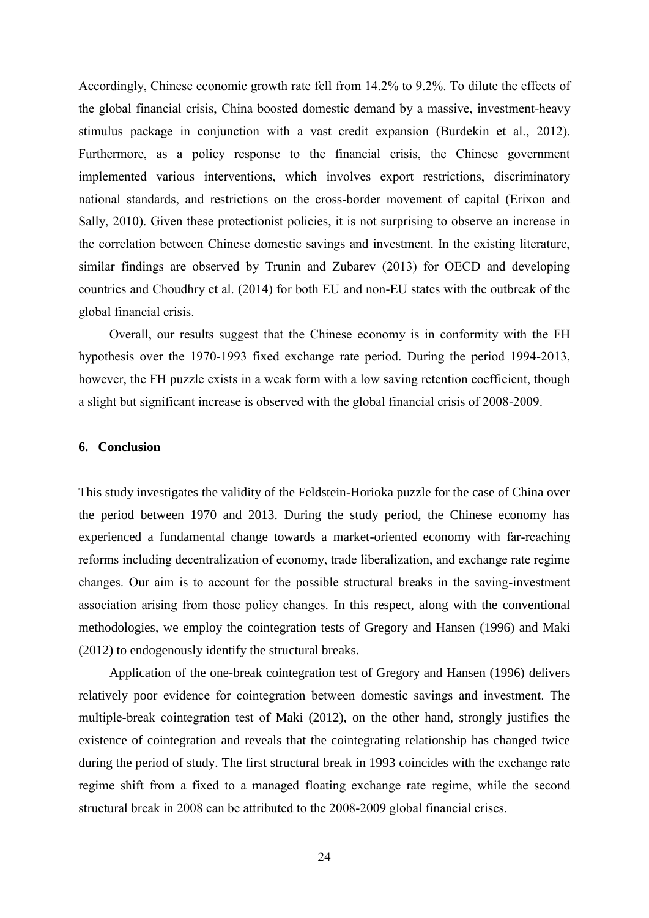Accordingly, Chinese economic growth rate fell from 14.2% to 9.2%. To dilute the effects of the global financial crisis, China boosted domestic demand by a massive, investment-heavy stimulus package in conjunction with a vast credit expansion (Burdekin et al., 2012). Furthermore, as a policy response to the financial crisis, the Chinese government implemented various interventions, which involves export restrictions, discriminatory national standards, and restrictions on the cross-border movement of capital (Erixon and Sally, 2010). Given these protectionist policies, it is not surprising to observe an increase in the correlation between Chinese domestic savings and investment. In the existing literature, similar findings are observed by Trunin and Zubarev (2013) for OECD and developing countries and Choudhry et al. (2014) for both EU and non-EU states with the outbreak of the global financial crisis.

Overall, our results suggest that the Chinese economy is in conformity with the FH hypothesis over the 1970-1993 fixed exchange rate period. During the period 1994-2013, however, the FH puzzle exists in a weak form with a low saving retention coefficient, though a slight but significant increase is observed with the global financial crisis of 2008-2009.

## 6. Conclusion

This study investigates the validity of the Feldstein-Horioka puzzle for the case of China over the period between 1970 and 2013. During the study period, the Chinese economy has experienced a fundamental change towards a market-oriented economy with far-reaching reforms including decentralization of economy, trade liberalization, and exchange rate regime changes. Our aim is to account for the possible structural breaks in the saving-investment association arising from those policy changes. In this respect, along with the conventional methodologies, we employ the cointegration tests of Gregory and Hansen (1996) and Maki (2012) to endogenously identify the structural breaks.

Application of the one-break cointegration test of Gregory and Hansen (1996) delivers relatively poor evidence for cointegration between domestic savings and investment. The multiple-break cointegration test of Maki (2012), on the other hand, strongly justifies the existence of cointegration and reveals that the cointegrating relationship has changed twice during the period of study. The first structural break in 1993 coincides with the exchange rate regime shift from a fixed to a managed floating exchange rate regime, while the second structural break in 2008 can be attributed to the 2008-2009 global financial crises.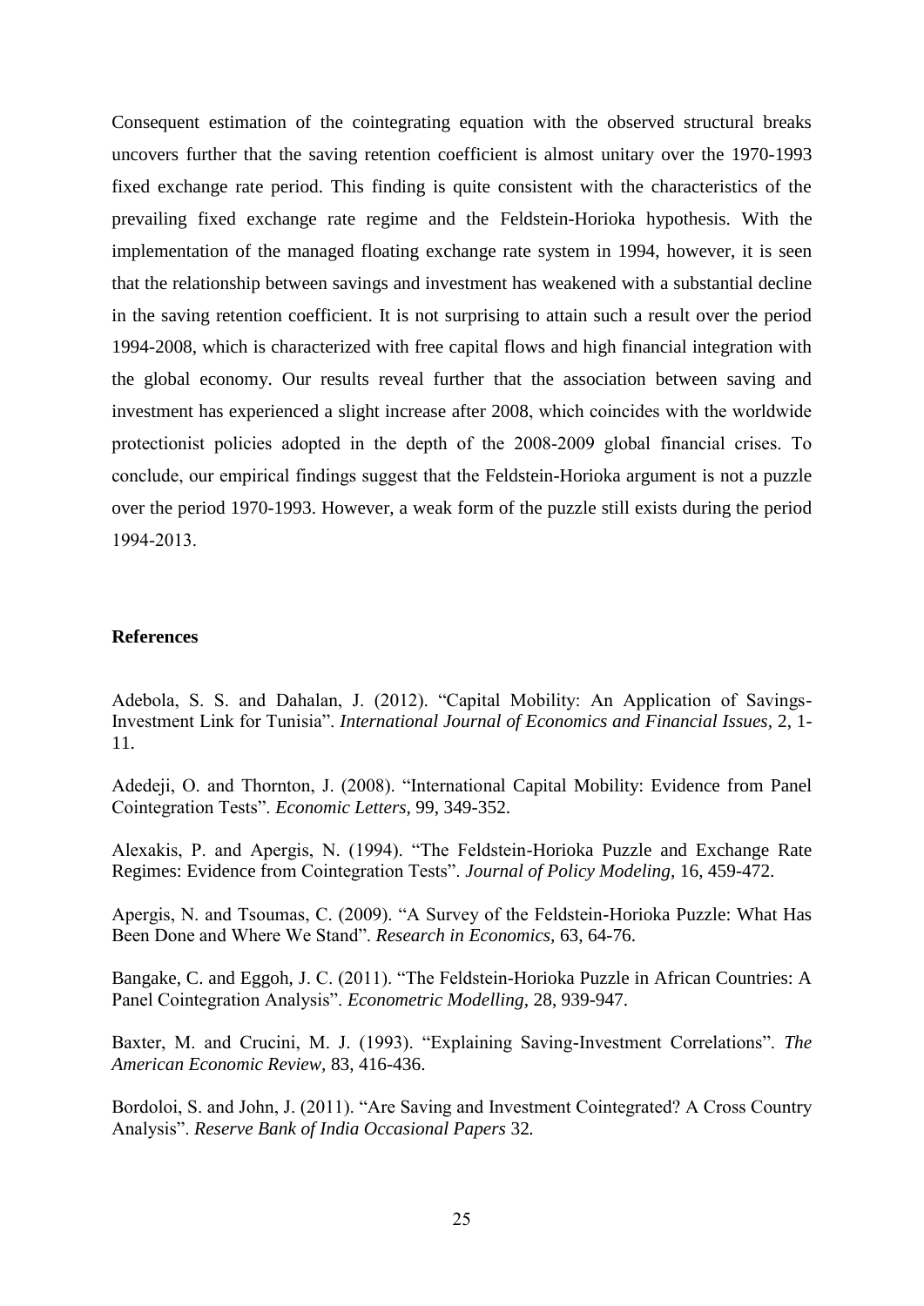Consequent estimation of the cointegrating equation with the observed structural breaks uncovers further that the saving retention coefficient is almost unitary over the 1970-1993 fixed exchange rate period. This finding is quite consistent with the characteristics of the prevailing fixed exchange rate regime and the Feldstein-Horioka hypothesis. With the implementation of the managed floating exchange rate system in 1994, however, it is seen that the relationship between savings and investment has weakened with a substantial decline in the saving retention coefficient. It is not surprising to attain such a result over the period 1994-2008, which is characterized with free capital flows and high financial integration with the global economy. Our results reveal further that the association between saving and investment has experienced a slight increase after 2008, which coincides with the worldwide protectionist policies adopted in the depth of the 2008-2009 global financial crises. To conclude, our empirical findings suggest that the Feldstein-Horioka argument is not a puzzle over the period 1970-1993. However, a weak form of the puzzle still exists during the period 1994-2013.

**References**

Adebola, S. S. and Dahalan, J. (2012). "Capital Mobility: An Application of Savings-Investment Link for Tunisia". *International Journal of Economics and Financial Issues,* 2, 1-11.

Adedeji, O. and Thornton, J. (2008). "International Capital Mobility: Evidence from Panel Cointegration Tests". *Economic Letters,* 99, 349-352.

Alexakis, P. and Apergis, N. (1994). "The Feldstein-Horioka Puzzle and Exchange Rate Regimes: Evidence from Cointegration Tests". *Journal of Policy Modeling,* 16, 459-472.

Apergis, N. and Tsoumas, C. (2009). "A Survey of the Feldstein-Horioka Puzzle: What Has Been Done and Where We Stand". *Research in Economics,* 63, 64-76.

Bangake, C. and Eggoh, J. C. (2011). "The Feldstein-Horioka Puzzle in African Countries: A Panel Cointegration Analysis". *Econometric Modelling,* 28, 939-947.

Baxter, M. and Crucini, M. J. (1993). "Explaining Saving-Investment Correlations". *The American Economic Review,* 83, 416-436.

Bordoloi, S. and John, J. (2011). "Are Saving and Investment Cointegrated? A Cross Country Analysis". *Reserve Bank of India Occasional Papers* 32*.*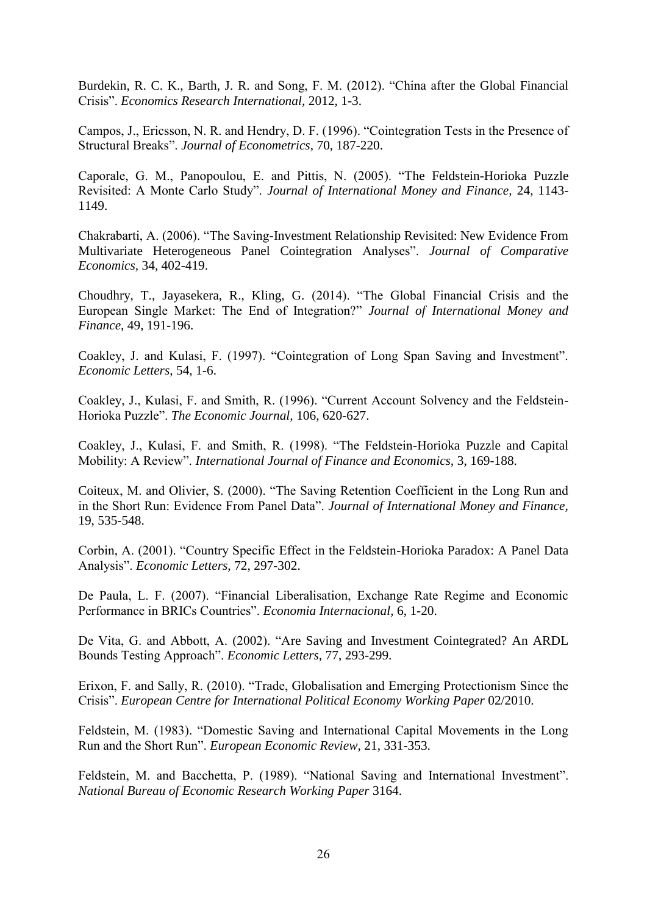Burdekin, R. C. K., Barth, J. R. and Song, F. M. (2012). "China after the Global Financial Crisis". *Economics Research International,* 2012, 1-3.

Campos, J., Ericsson, N. R. and Hendry, D. F. (1996). "Cointegration Tests in the Presence of Structural Breaks". *Journal of Econometrics,* 70, 187-220.

Caporale, G. M., Panopoulou, E. and Pittis, N. (2005). "The Feldstein-Horioka Puzzle Revisited: A Monte Carlo Study". *Journal of International Money and Finance,* 24, 1143-1149.

Chakrabarti, A. (2006). "The Saving-Investment Relationship Revisited: New Evidence From Multivariate Heterogeneous Panel Cointegration Analyses". *Journal of Comparative Economics,* 34, 402-419.

Choudhry, T., Jayasekera, R., Kling, G. (2014). "The Global Financial Crisis and the European Single Market: The End of Integration?" *Journal of International Money and Finance,* 49, 191-196.

Coakley, J. and Kulasi, F. (1997). "Cointegration of Long Span Saving and Investment". *Economic Letters,* 54, 1-6.

Coakley, J., Kulasi, F. and Smith, R. (1996). "Current Account Solvency and the Feldstein-Horioka Puzzle". *The Economic Journal,* 106, 620-627.

Coakley, J., Kulasi, F. and Smith, R. (1998). "The Feldstein-Horioka Puzzle and Capital Mobility: A Review". *International Journal of Finance and Economics,* 3, 169-188.

Coiteux, M. and Olivier, S. (2000). "The Saving Retention Coefficient in the Long Run and in the Short Run: Evidence From Panel Data". *Journal of International Money and Finance,* 19, 535-548.

Corbin, A. (2001). "Country Specific Effect in the Feldstein-Horioka Paradox: A Panel Data Analysis". *Economic Letters,* 72, 297-302.

De Paula, L. F. (2007). "Financial Liberalisation, Exchange Rate Regime and Economic Performance in BRICs Countries". *Economia Internacional,* 6, 1-20.

De Vita, G. and Abbott, A. (2002). "Are Saving and Investment Cointegrated? An ARDL Bounds Testing Approach". *Economic Letters,* 77, 293-299.

Erixon, F. and Sally, R. (2010). "Trade, Globalisation and Emerging Protectionism Since the Crisis". *European Centre for International Political Economy Working Paper* 02/2010.

Feldstein, M. (1983). "Domestic Saving and International Capital Movements in the Long Run and the Short Run". *European Economic Review,* 21, 331-353.

Feldstein, M. and Bacchetta, P. (1989). "National Saving and International Investment". *National Bureau of Economic Research Working Paper* 3164.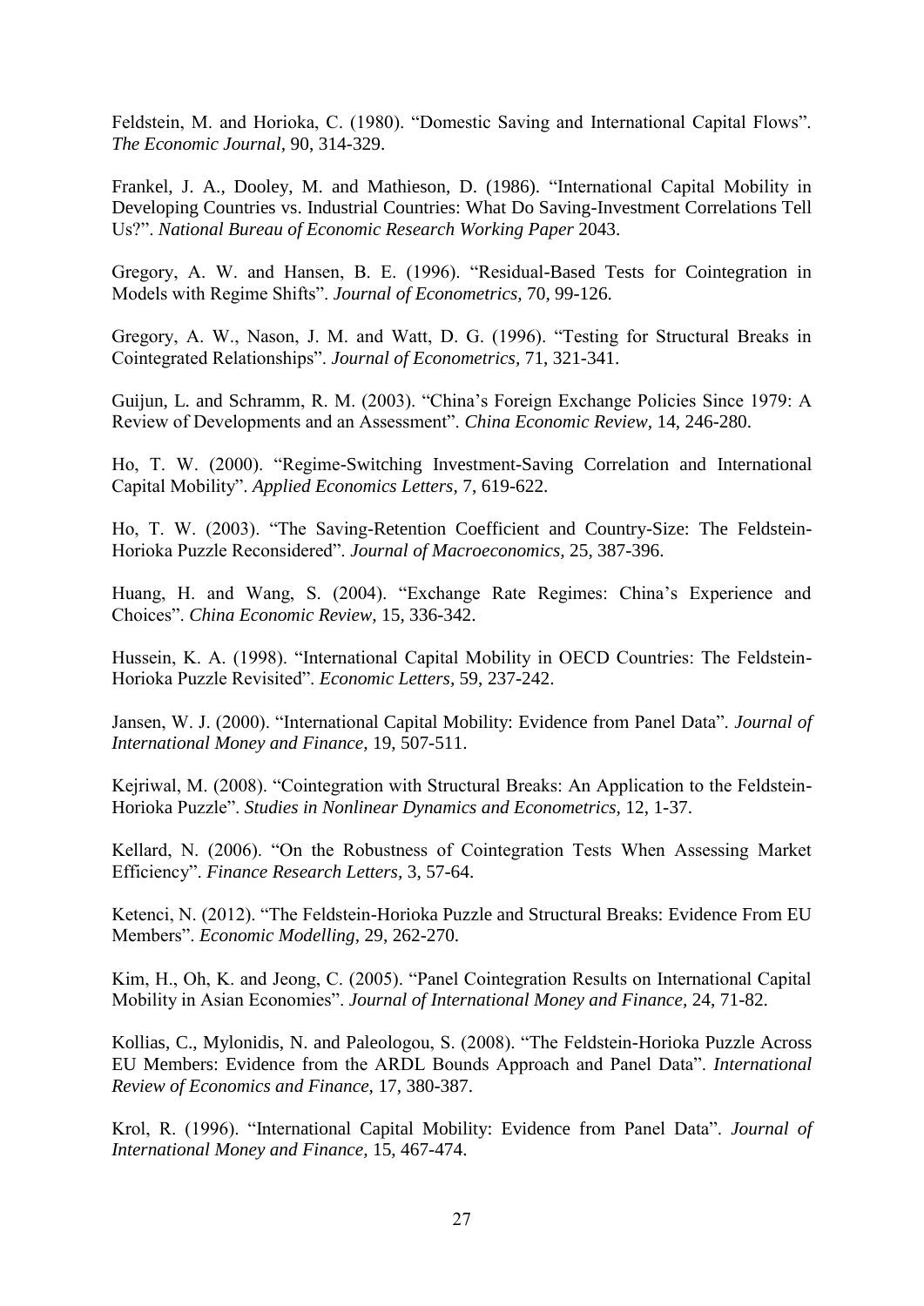Feldstein, M. and Horioka, C. (1980). "Domestic Saving and International Capital Flows". *The Economic Journal*, 90, 314-329.

Frankel, J. A., Dooley, M. and Mathieson, D. (1986). "International Capital Mobility in Developing Countries vs. Industrial Countries: What Do Saving-Investment Correlations Tell Us?". *National Bureau of Economic Research Working Paper* 2043.

Gregory, A. W. and Hansen, B. E. (1996). "Residual-Based Tests for Cointegration in Models with Regime Shifts". *Journal of Econometrics,* 70, 99-126.

Gregory, A. W., Nason, J. M. and Watt, D. G. (1996). "Testing for Structural Breaks in Cointegrated Relationships". *Journal of Econometrics,* 71, 321-341.

Guijun, L. and Schramm, R. M. (2003). "China's Foreign Exchange Policies Since 1979: A Review of Developments and an Assessment". *China Economic Review,* 14, 246-280.

Ho, T. W. (2000). "Regime-Switching Investment-Saving Correlation and International Capital Mobility". *Applied Economics Letters,* 7, 619-622.

Ho, T. W. (2003). "The Saving-Retention Coefficient and Country-Size: The Feldstein-Horioka Puzzle Reconsidered". *Journal of Macroeconomics,* 25, 387-396.

Huang, H. and Wang, S. (2004). "Exchange Rate Regimes: China's Experience and Choices". *China Economic Review,* 15, 336-342.

Hussein, K. A. (1998). "International Capital Mobility in OECD Countries: The Feldstein-Horioka Puzzle Revisited". *Economic Letters,* 59, 237-242.

Jansen, W. J. (2000). "International Capital Mobility: Evidence from Panel Data". *Journal of International Money and Finance,* 19, 507-511.

Kejriwal, M. (2008). "Cointegration with Structural Breaks: An Application to the Feldstein-Horioka Puzzle". *Studies in Nonlinear Dynamics and Econometrics,* 12, 1-37.

Kellard, N. (2006). "On the Robustness of Cointegration Tests When Assessing Market Efficiency". *Finance Research Letters,* 3, 57-64.

Ketenci, N. (2012). "The Feldstein-Horioka Puzzle and Structural Breaks: Evidence From EU Members". *Economic Modelling,* 29, 262-270.

Kim, H., Oh, K. and Jeong, C. (2005). "Panel Cointegration Results on International Capital Mobility in Asian Economies". *Journal of International Money and Finance,* 24, 71-82.

Kollias, C., Mylonidis, N. and Paleologou, S. (2008). "The Feldstein-Horioka Puzzle Across EU Members: Evidence from the ARDL Bounds Approach and Panel Data". *International Review of Economics and Finance,* 17, 380-387.

Krol, R. (1996). "International Capital Mobility: Evidence from Panel Data". *Journal of International Money and Finance,* 15, 467-474.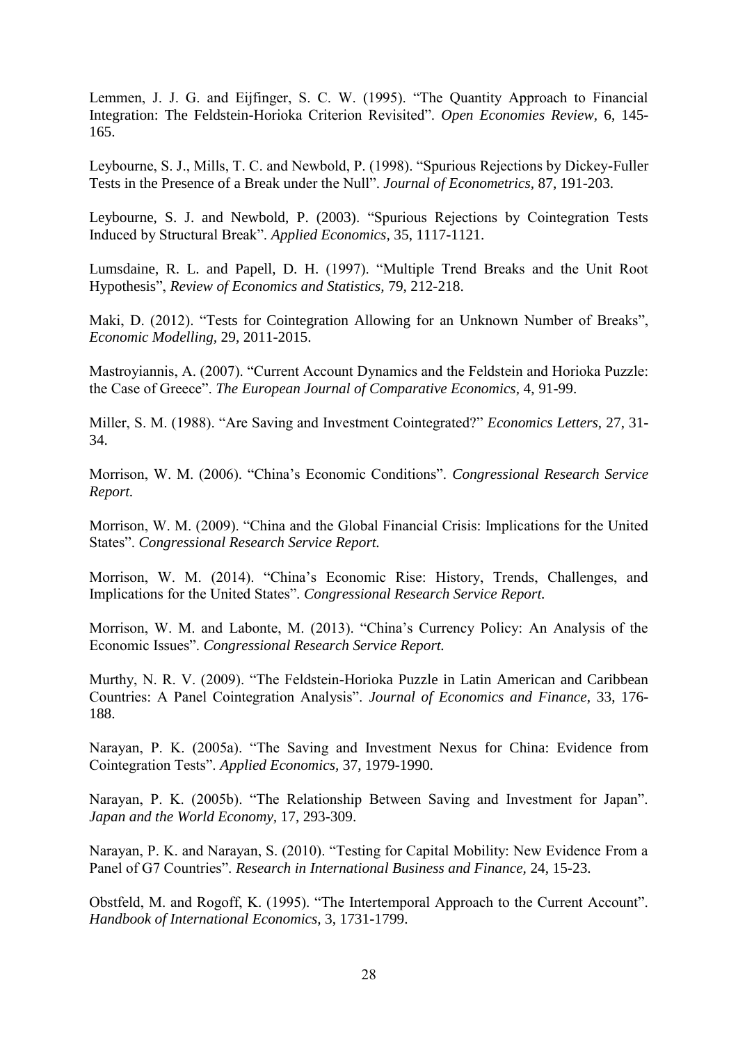Lemmen, J. J. G. and Eijfinger, S. C. W. (1995). "The Quantity Approach to Financial Integration: The Feldstein-Horioka Criterion Revisited". *Open Economies Review,* 6, 145-165.

Leybourne, S. J., Mills, T. C. and Newbold, P. (1998). "Spurious Rejections by Dickey-Fuller Tests in the Presence of a Break under the Null". *Journal of Econometrics,* 87, 191-203.

Leybourne, S. J. and Newbold, P. (2003). "Spurious Rejections by Cointegration Tests Induced by Structural Break". *Applied Economics,* 35, 1117-1121.

Lumsdaine, R. L. and Papell, D. H. (1997). "Multiple Trend Breaks and the Unit Root Hypothesis", *Review of Economics and Statistics,* 79, 212-218.

Maki, D. (2012). "Tests for Cointegration Allowing for an Unknown Number of Breaks", *Economic Modelling,* 29, 2011-2015.

Mastroyiannis, A. (2007). "Current Account Dynamics and the Feldstein and Horioka Puzzle: the Case of Greece". *The European Journal of Comparative Economics,* 4, 91-99.

Miller, S. M. (1988). "Are Saving and Investment Cointegrated?" *Economics Letters,* 27, 31-34.

Morrison, W. M. (2006). "China's Economic Conditions". *Congressional Research Service Report.*

Morrison, W. M. (2009). "China and the Global Financial Crisis: Implications for the United States". *Congressional Research Service Report.*

Morrison, W. M. (2014). "China's Economic Rise: History, Trends, Challenges, and Implications for the United States". *Congressional Research Service Report.*

Morrison, W. M. and Labonte, M. (2013). "China's Currency Policy: An Analysis of the Economic Issues". *Congressional Research Service Report.*

Murthy, N. R. V. (2009). "The Feldstein-Horioka Puzzle in Latin American and Caribbean Countries: A Panel Cointegration Analysis". *Journal of Economics and Finance,* 33, 176-188.

Narayan, P. K. (2005a). "The Saving and Investment Nexus for China: Evidence from Cointegration Tests". *Applied Economics,* 37, 1979-1990.

Narayan, P. K. (2005b). "The Relationship Between Saving and Investment for Japan". *Japan and the World Economy,* 17, 293-309.

Narayan, P. K. and Narayan, S. (2010). "Testing for Capital Mobility: New Evidence From a Panel of G7 Countries". *Research in International Business and Finance,* 24, 15-23.

Obstfeld, M. and Rogoff, K. (1995). "The Intertemporal Approach to the Current Account". *Handbook of International Economics,* 3, 1731-1799.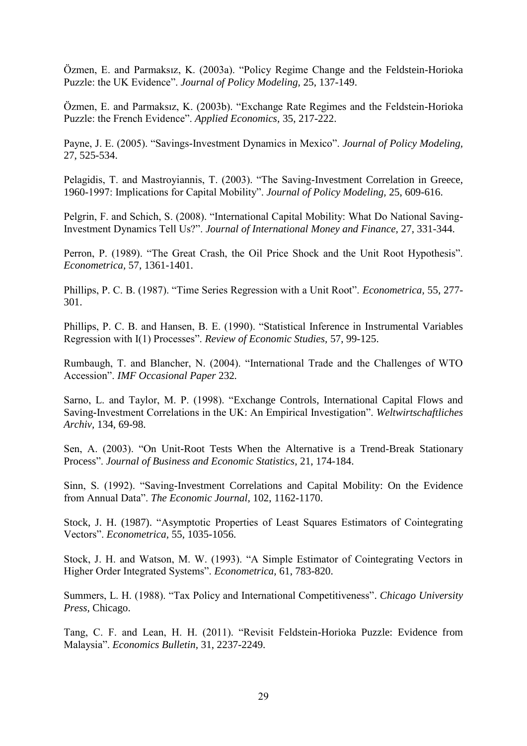Özmen, E. and Parmaksız, K. (2003a). "Policy Regime Change and the Feldstein-Horioka Puzzle: the UK Evidence". *Journal of Policy Modeling,* 25, 137-149.

Özmen, E. and Parmaksız, K. (2003b). "Exchange Rate Regimes and the Feldstein-Horioka Puzzle: the French Evidence". *Applied Economics,* 35, 217-222.

Payne, J. E. (2005). "Savings-Investment Dynamics in Mexico". *Journal of Policy Modeling,* 27, 525-534.

Pelagidis, T. and Mastroyiannis, T. (2003). "The Saving-Investment Correlation in Greece, 1960-1997: Implications for Capital Mobility". *Journal of Policy Modeling,* 25, 609-616.

Pelgrin, F. and Schich, S. (2008). "International Capital Mobility: What Do National Saving-Investment Dynamics Tell Us?". *Journal of International Money and Finance,* 27, 331-344.

Perron, P. (1989). "The Great Crash, the Oil Price Shock and the Unit Root Hypothesis". *Econometrica,* 57, 1361-1401.

Phillips, P. C. B. (1987). "Time Series Regression with a Unit Root". *Econometrica,* 55, 277-301.

Phillips, P. C. B. and Hansen, B. E. (1990). "Statistical Inference in Instrumental Variables Regression with I(1) Processes". *Review of Economic Studies,* 57, 99-125.

Rumbaugh, T. and Blancher, N. (2004). "International Trade and the Challenges of WTO Accession". *IMF Occasional Paper* 232.

Sarno, L. and Taylor, M. P. (1998). "Exchange Controls, International Capital Flows and Saving-Investment Correlations in the UK: An Empirical Investigation". *Weltwirtschaftliches Archiv,* 134, 69-98.

Sen, A. (2003). "On Unit-Root Tests When the Alternative is a Trend-Break Stationary Process". *Journal of Business and Economic Statistics,* 21, 174-184.

Sinn, S. (1992). "Saving-Investment Correlations and Capital Mobility: On the Evidence from Annual Data". *The Economic Journal,* 102, 1162-1170.

Stock, J. H. (1987). "Asymptotic Properties of Least Squares Estimators of Cointegrating Vectors". *Econometrica,* 55, 1035-1056.

Stock, J. H. and Watson, M. W. (1993). "A Simple Estimator of Cointegrating Vectors in Higher Order Integrated Systems". *Econometrica,* 61, 783-820.

Summers, L. H. (1988). "Tax Policy and International Competitiveness". *Chicago University Press,* Chicago.

Tang, C. F. and Lean, H. H. (2011). "Revisit Feldstein-Horioka Puzzle: Evidence from Malaysia". *Economics Bulletin,* 31, 2237-2249.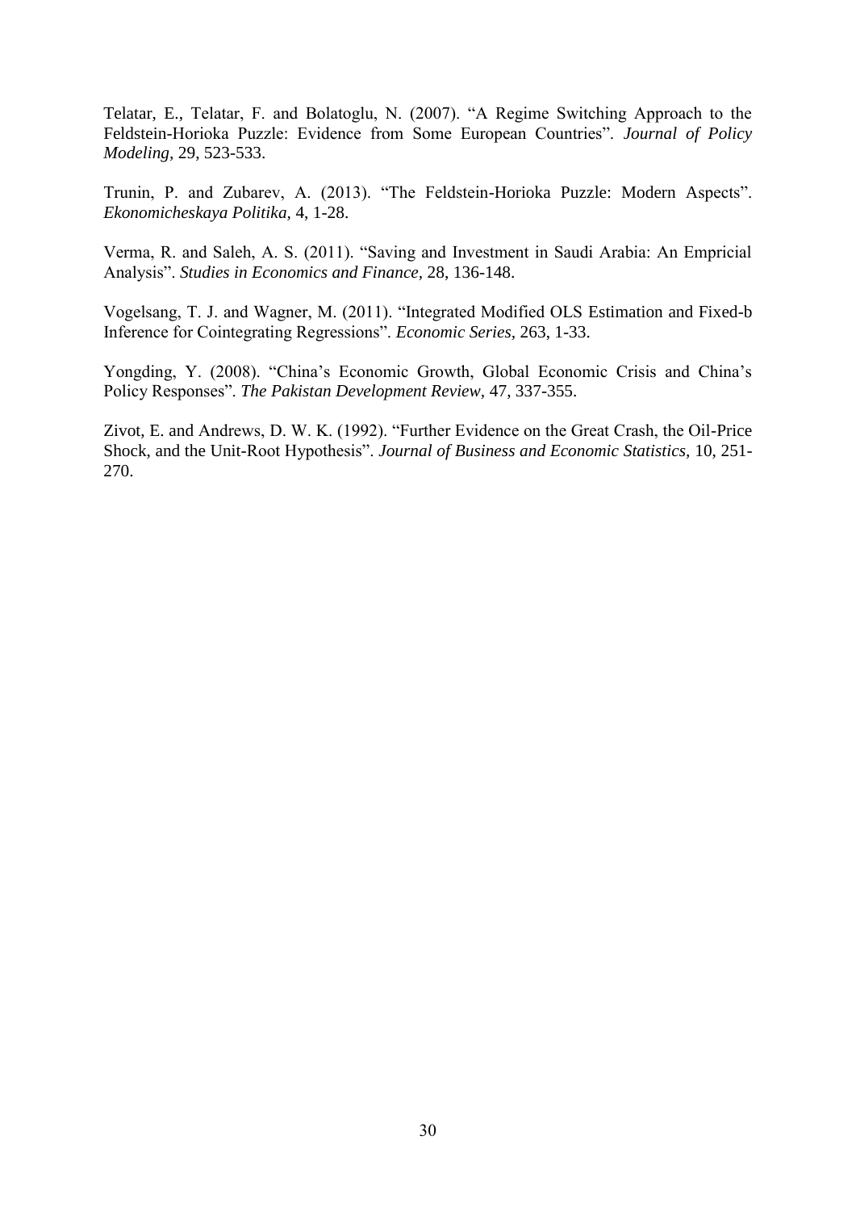Telatar, E., Telatar, F. and Bolatoglu, N. (2007). "A Regime Switching Approach to the Feldstein-Horioka Puzzle: Evidence from Some European Countries". *Journal of Policy Modeling*, 29, 523-533.

Trunin, P. and Zubarev, A. (2013). "The Feldstein-Horioka Puzzle: Modern Aspects". *Ekonomicheskaya Politika*, 4, 1-28.

Verma, R. and Saleh, A. S. (2011). "Saving and Investment in Saudi Arabia: An Empricial Analysis". *Studies in Economics and Finance*, 28, 136-148.

Vogelsang, T. J. and Wagner, M. (2011). "Integrated Modified OLS Estimation and Fixed-b Inference for Cointegrating Regressions". *Economic Series*, 263, 1-33.

Yongding, Y. (2008). "China's Economic Growth, Global Economic Crisis and China's Policy Responses". *The Pakistan Development Review*, 47, 337-355.

Zivot, E. and Andrews, D. W. K. (1992). "Further Evidence on the Great Crash, the Oil-Price Shock, and the Unit-Root Hypothesis". *Journal of Business and Economic Statistics*, 10, 251-270.